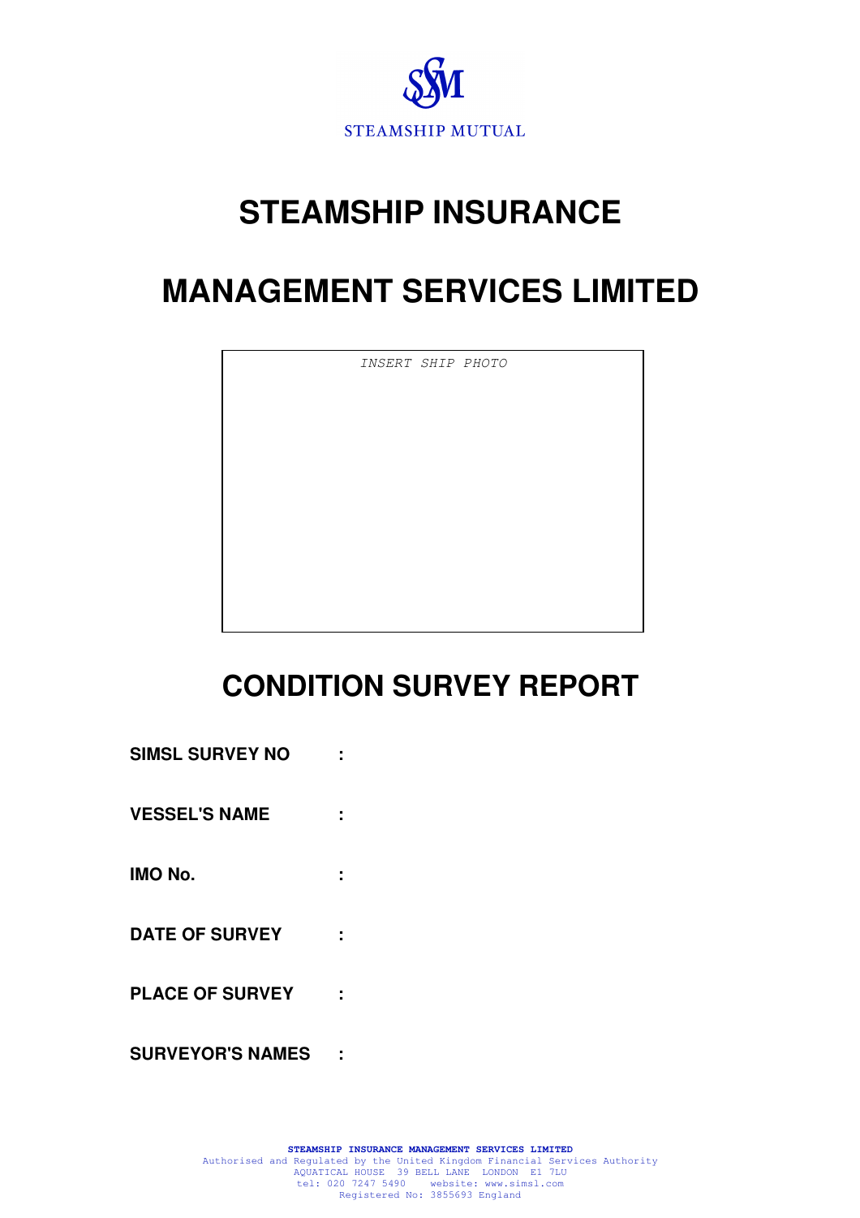STEAMSHIP MUTUAL

# STEAMSHIP INSURANCE

# MANAGEMENT SERVICES LIMITED

*INSERT SHIP PHOTO*

# CONDITION SURVEY REPORT

**SIMSL SURVEY NO** :

**VESSEL'S NAME** :

**IMO No.** :

**DATE OF SURVEY** :

**PLACE OF SURVEY** :

**SURVEYOR'S NAMES** :

**STEAMSHIP INSURANCE MANAGEMENT SERVICES LIMITED**
Authorised and Regulated by the United Kingdom Financial Services Authority
AQUATICAL HOUSE 39 BELL LANE LONDON E1 7LU
tel: 020 7247 5490 website: www.simsl.com
Registered No: 3855693 England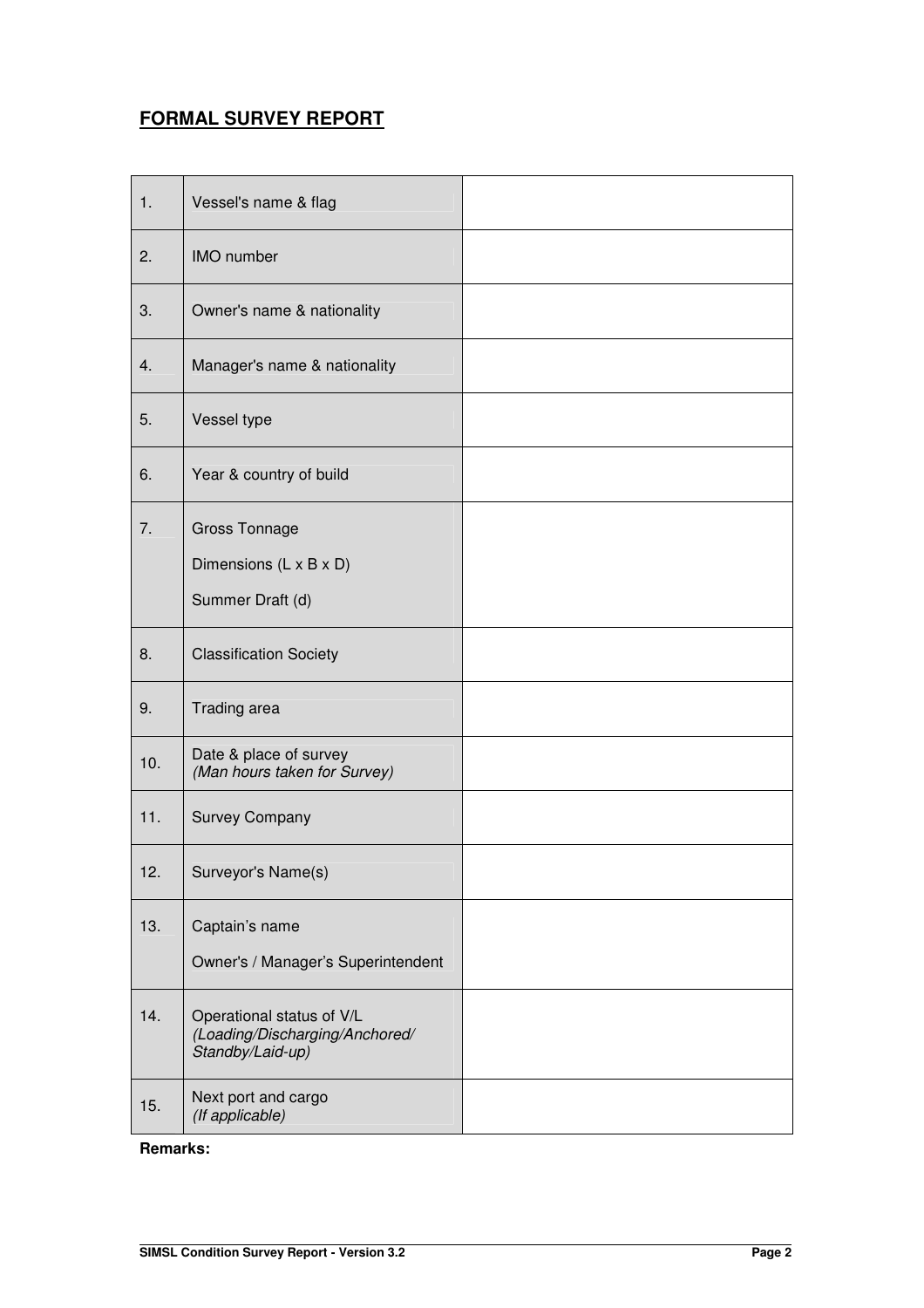## FORMAL SURVEY REPORT

| | | |
|---|---|---|
| 1. | Vessel's name & flag | |
| 2. | IMO number | |
| 3. | Owner's name & nationality | |
| 4. | Manager's name & nationality | |
| 5. | Vessel type | |
| 6. | Year & country of build | |
| 7. | Gross Tonnage<br>Dimensions (L x B x D)<br>Summer Draft (d) | |
| 8. | Classification Society | |
| 9. | Trading area | |
| 10. | Date & place of survey<br>*(Man hours taken for Survey)* | |
| 11. | Survey Company | |
| 12. | Surveyor's Name(s) | |
| 13. | Captain's name<br>Owner's / Manager's Superintendent | |
| 14. | Operational status of V/L<br>*(Loading/Discharging/Anchored/ Standby/Laid-up)* | |
| 15. | Next port and cargo<br>*(If applicable)* | |

**Remarks:**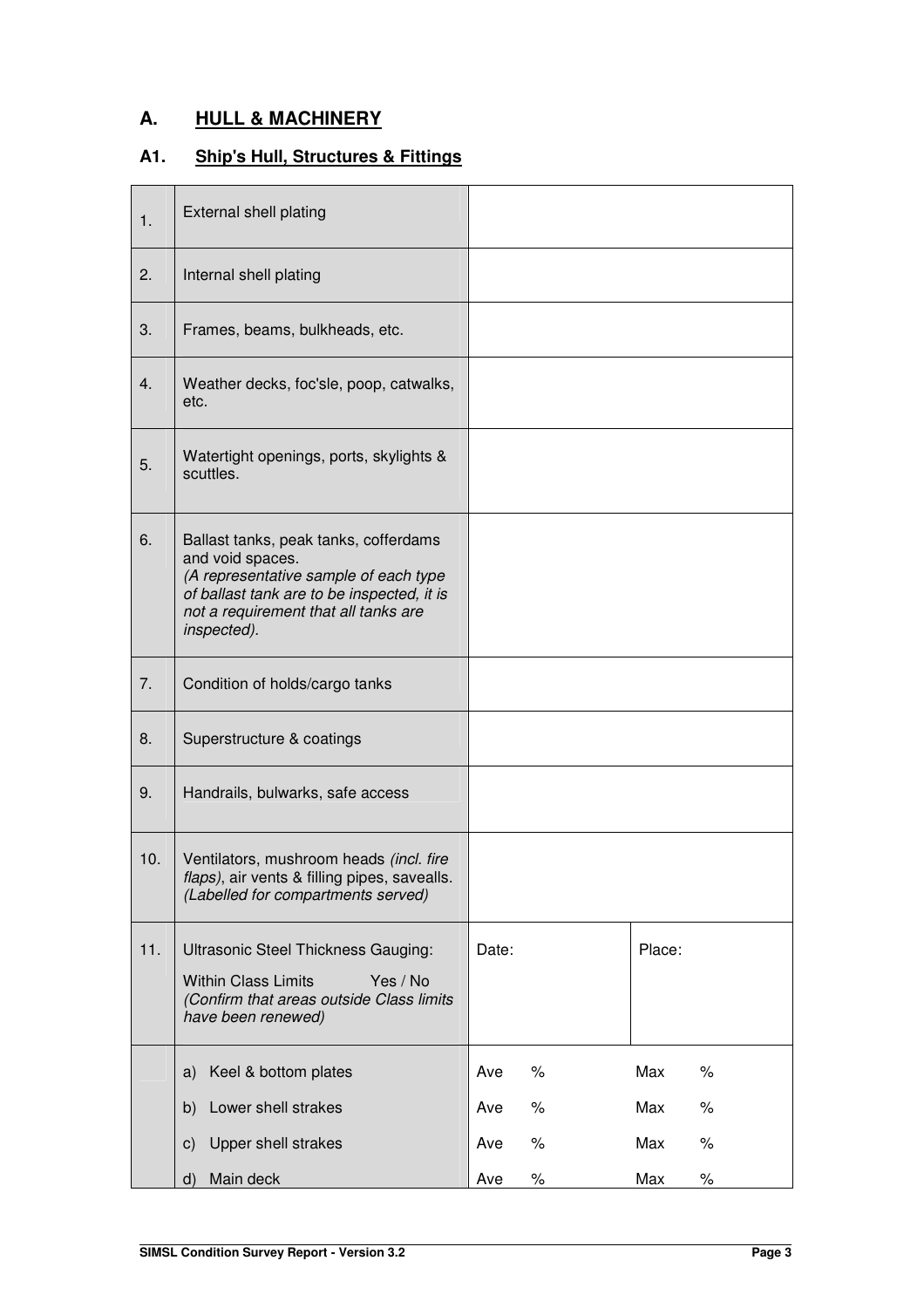# A. HULL & MACHINERY

## A1. Ship's Hull, Structures & Fittings

| | | | |
|---|---|---|---|
| 1. | External shell plating | | |
| 2. | Internal shell plating | | |
| 3. | Frames, beams, bulkheads, etc. | | |
| 4. | Weather decks, foc'sle, poop, catwalks, etc. | | |
| 5. | Watertight openings, ports, skylights & scuttles. | | |
| 6. | Ballast tanks, peak tanks, cofferdams and void spaces. *(A representative sample of each type of ballast tank are to be inspected, it is not a requirement that all tanks are inspected).* | | |
| 7. | Condition of holds/cargo tanks | | |
| 8. | Superstructure & coatings | | |
| 9. | Handrails, bulwarks, safe access | | |
| 10. | Ventilators, mushroom heads *(incl. fire flaps)*, air vents & filling pipes, savealls. *(Labelled for compartments served)* | | |
| 11. | Ultrasonic Steel Thickness Gauging:<br>Within Class Limits Yes / No<br>*(Confirm that areas outside Class limits have been renewed)* | Date: | Place: |
| | a) Keel & bottom plates | Ave % | Max % |
| | b) Lower shell strakes | Ave % | Max % |
| | c) Upper shell strakes | Ave % | Max % |
| | d) Main deck | Ave % | Max % |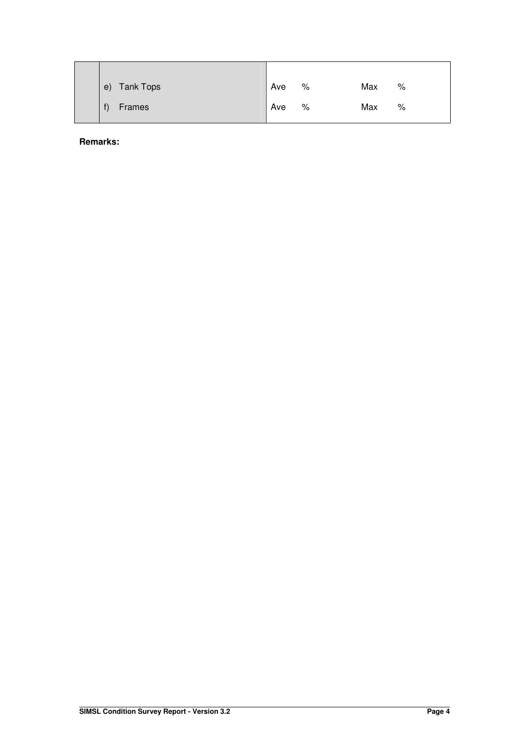| | | | | | |
|---|---|---|---|---|---|
| | e) Tank Tops | Ave | % | Max | % |
| | f) Frames | Ave | % | Max | % |

**Remarks:**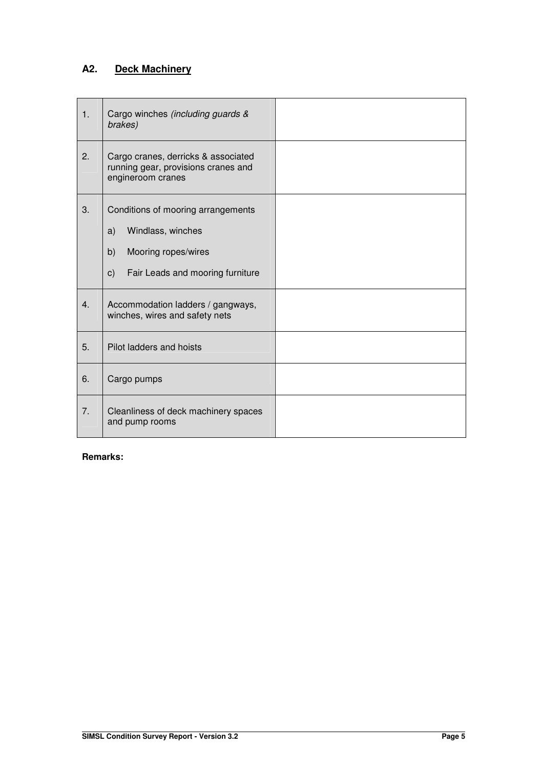## A2. Deck Machinery

| | | |
|---|---|---|
| 1. | Cargo winches *(including guards & brakes)* | |
| 2. | Cargo cranes, derricks & associated running gear, provisions cranes and engineroom cranes | |
| 3. | Conditions of mooring arrangements<br>a) Windlass, winches<br>b) Mooring ropes/wires<br>c) Fair Leads and mooring furniture | |
| 4. | Accommodation ladders / gangways, winches, wires and safety nets | |
| 5. | Pilot ladders and hoists | |
| 6. | Cargo pumps | |
| 7. | Cleanliness of deck machinery spaces and pump rooms | |

**Remarks:**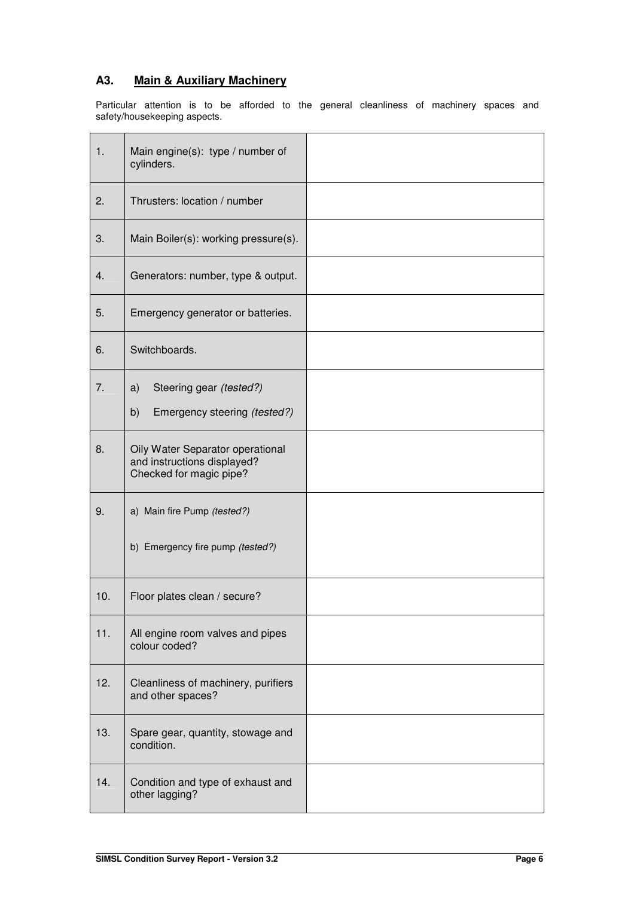## A3. Main & Auxiliary Machinery

Particular attention is to be afforded to the general cleanliness of machinery spaces and safety/housekeeping aspects.

| | | |
|---|---|---|
| 1. | Main engine(s): type / number of cylinders. | |
| 2. | Thrusters: location / number | |
| 3. | Main Boiler(s): working pressure(s). | |
| 4. | Generators: number, type & output. | |
| 5. | Emergency generator or batteries. | |
| 6. | Switchboards. | |
| 7. | a) Steering gear *(tested?)*<br>b) Emergency steering *(tested?)* | |
| 8. | Oily Water Separator operational and instructions displayed? Checked for magic pipe? | |
| 9. | a) Main fire Pump *(tested?)*<br>b) Emergency fire pump *(tested?)* | |
| 10. | Floor plates clean / secure? | |
| 11. | All engine room valves and pipes colour coded? | |
| 12. | Cleanliness of machinery, purifiers and other spaces? | |
| 13. | Spare gear, quantity, stowage and condition. | |
| 14. | Condition and type of exhaust and other lagging? | |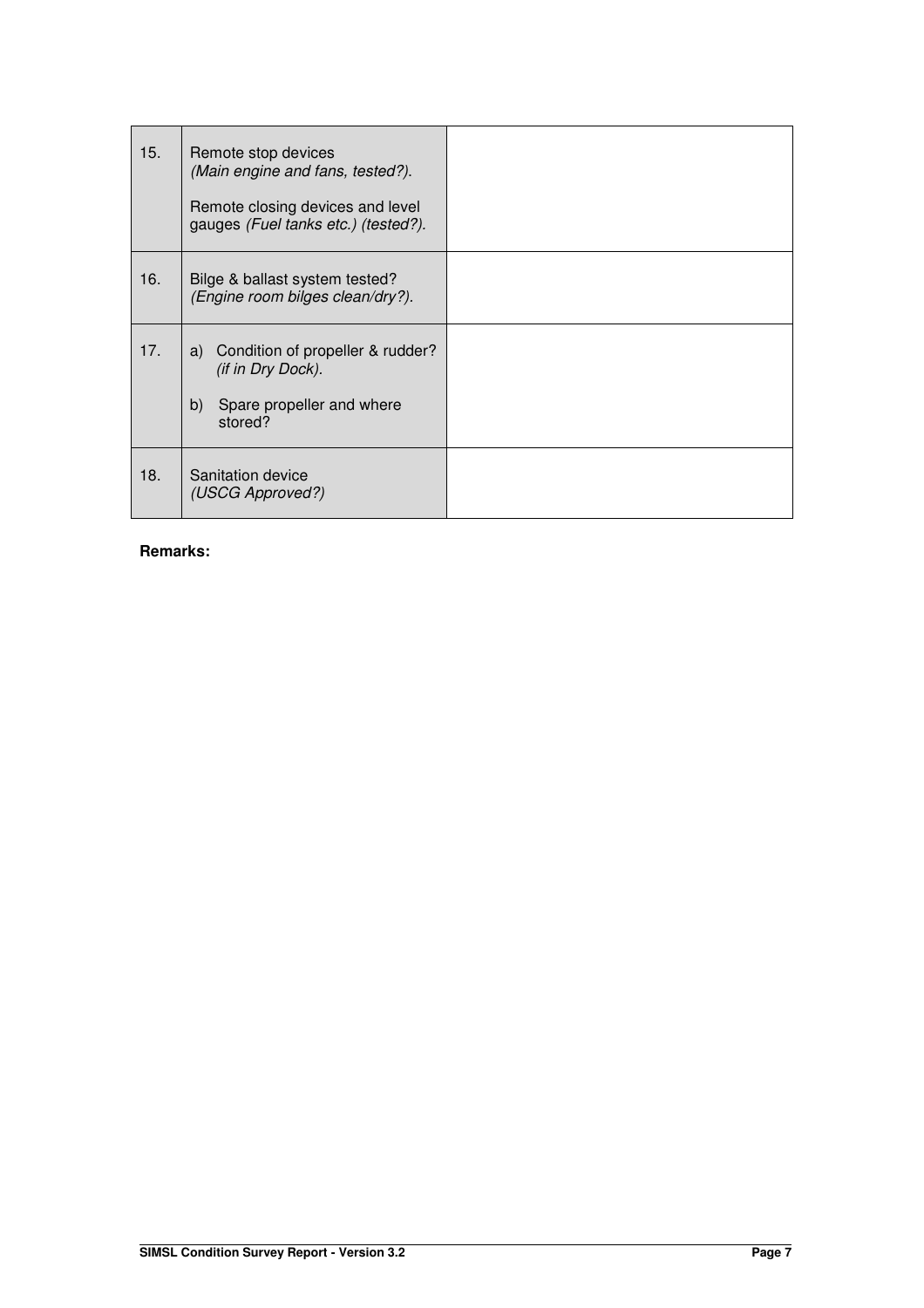| | | |
|---|---|---|
| 15. | Remote stop devices *(Main engine and fans, tested?)*.<br><br>Remote closing devices and level gauges *(Fuel tanks etc.) (tested?)*. | |
| 16. | Bilge & ballast system tested? *(Engine room bilges clean/dry?)*. | |
| 17. | a) Condition of propeller & rudder? *(if in Dry Dock)*.<br><br>b) Spare propeller and where stored? | |
| 18. | Sanitation device *(USCG Approved?)* | |

**Remarks:**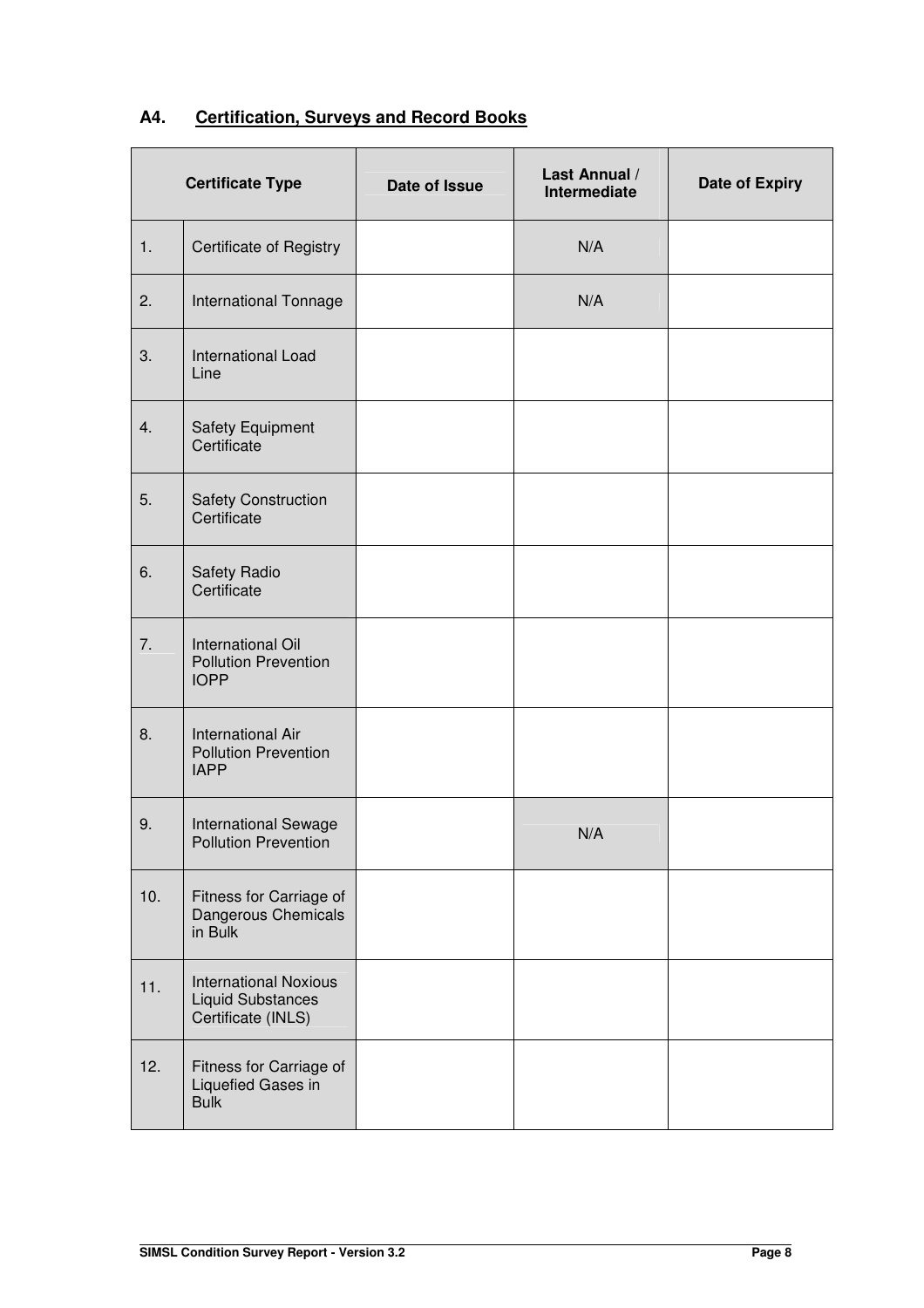## A4. Certification, Surveys and Record Books

| Certificate Type | | Date of Issue | Last Annual / Intermediate | Date of Expiry |
|---|---|---|---|---|
| 1. | Certificate of Registry | | N/A | |
| 2. | International Tonnage | | N/A | |
| 3. | International Load Line | | | |
| 4. | Safety Equipment Certificate | | | |
| 5. | Safety Construction Certificate | | | |
| 6. | Safety Radio Certificate | | | |
| 7. | International Oil Pollution Prevention IOPP | | | |
| 8. | International Air Pollution Prevention IAPP | | | |
| 9. | International Sewage Pollution Prevention | | N/A | |
| 10. | Fitness for Carriage of Dangerous Chemicals in Bulk | | | |
| 11. | International Noxious Liquid Substances Certificate (INLS) | | | |
| 12. | Fitness for Carriage of Liquefied Gases in Bulk | | | |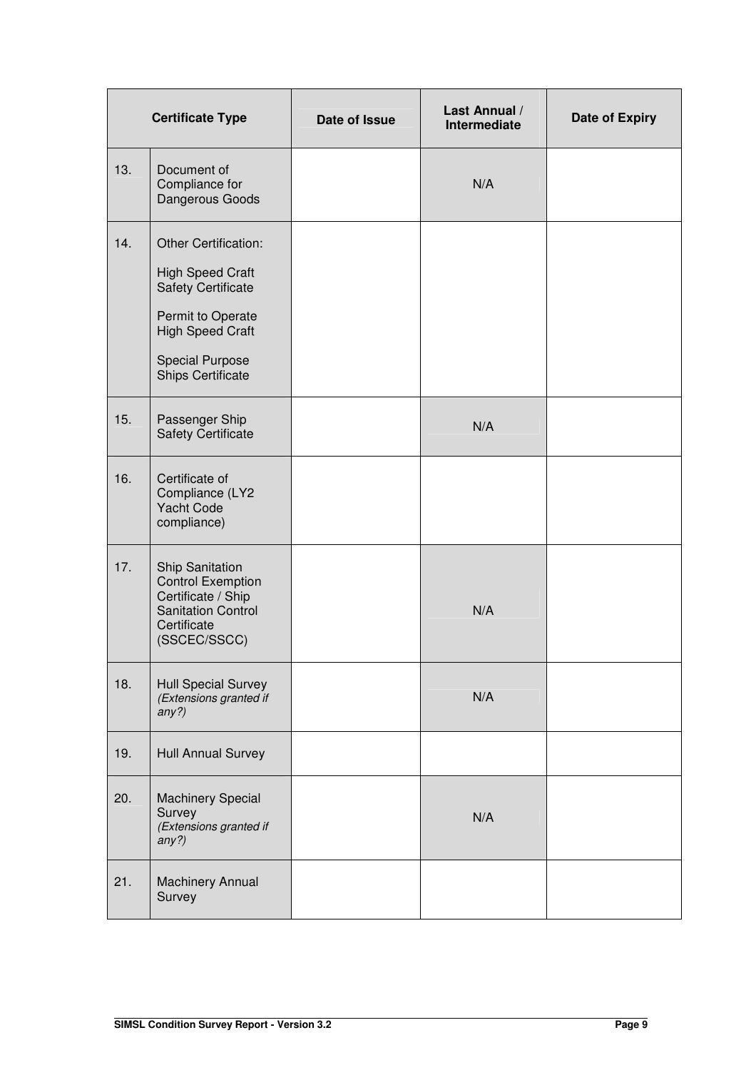| Certificate Type | | Date of Issue | Last Annual / Intermediate | Date of Expiry |
|---|---|---|---|---|
| 13. | Document of Compliance for Dangerous Goods | | N/A | |
| 14. | Other Certification:<br><br>High Speed Craft Safety Certificate<br><br>Permit to Operate High Speed Craft<br><br>Special Purpose Ships Certificate | | | |
| 15. | Passenger Ship Safety Certificate | | N/A | |
| 16. | Certificate of Compliance (LY2 Yacht Code compliance) | | | |
| 17. | Ship Sanitation Control Exemption Certificate / Ship Sanitation Control Certificate (SSCEC/SSCC) | | N/A | |
| 18. | Hull Special Survey *(Extensions granted if any?)* | | N/A | |
| 19. | Hull Annual Survey | | | |
| 20. | Machinery Special Survey *(Extensions granted if any?)* | | N/A | |
| 21. | Machinery Annual Survey | | | |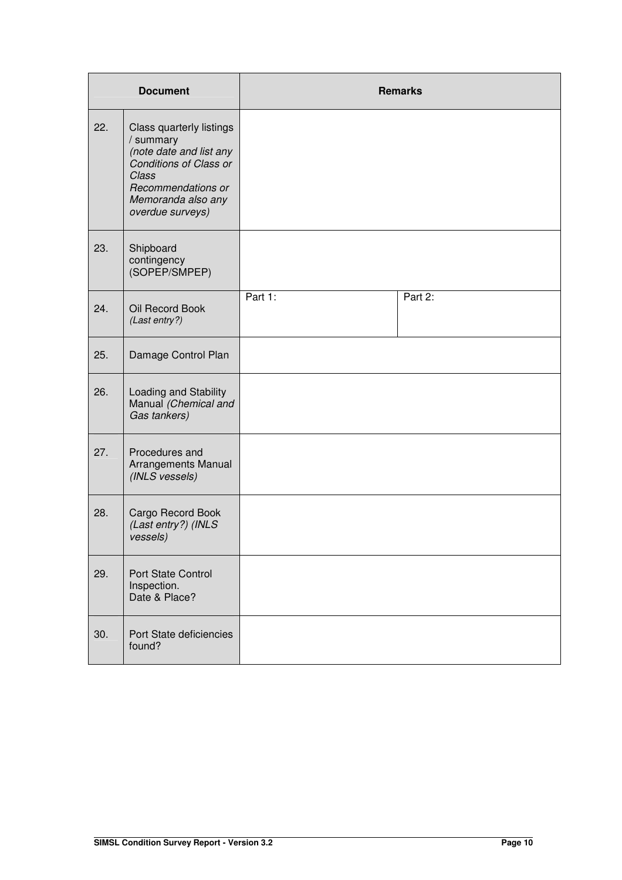| Document | | Remarks | |
|---|---|---|---|
| 22. | Class quarterly listings / summary *(note date and list any Conditions of Class or Class Recommendations or Memoranda also any overdue surveys)* | | |
| 23. | Shipboard contingency (SOPEP/SMPEP) | | |
| 24. | Oil Record Book *(Last entry?)* | Part 1: | Part 2: |
| 25. | Damage Control Plan | | |
| 26. | Loading and Stability Manual *(Chemical and Gas tankers)* | | |
| 27. | Procedures and Arrangements Manual *(INLS vessels)* | | |
| 28. | Cargo Record Book *(Last entry?) (INLS vessels)* | | |
| 29. | Port State Control Inspection. Date & Place? | | |
| 30. | Port State deficiencies found? | | |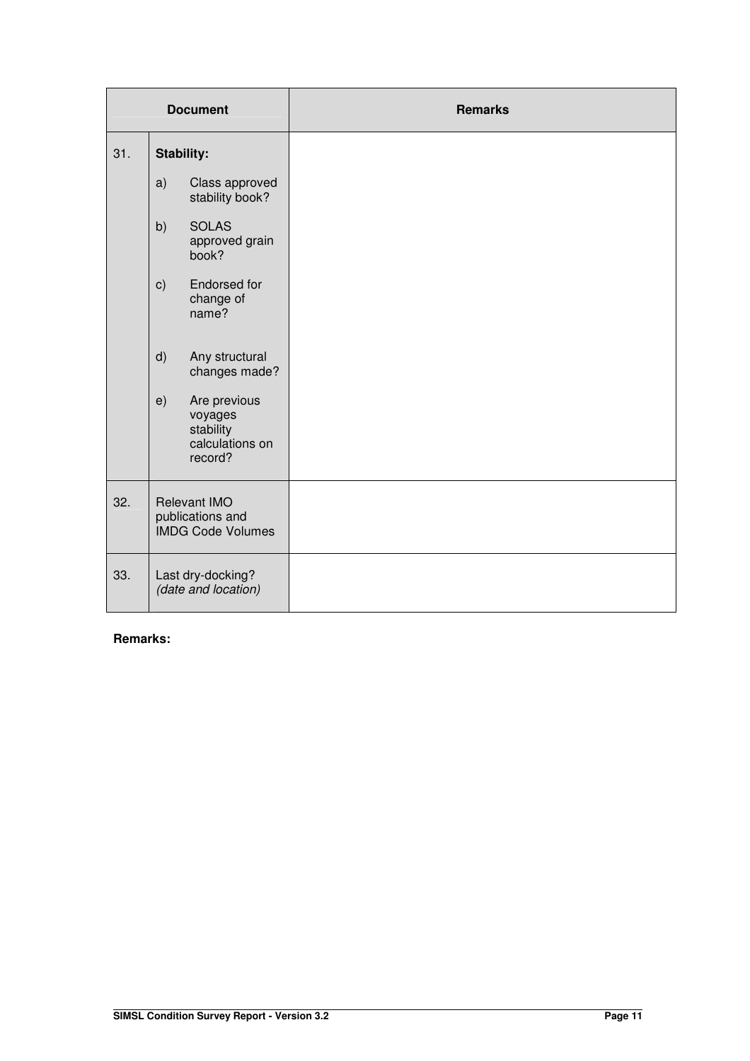| Document | | Remarks |
|---|---|---|
| 31. | **Stability:** | |
| | a) Class approved stability book? | |
| | b) SOLAS approved grain book? | |
| | c) Endorsed for change of name? | |
| | d) Any structural changes made? | |
| | e) Are previous voyages stability calculations on record? | |
| 32. | Relevant IMO publications and IMDG Code Volumes | |
| 33. | Last dry-docking? *(date and location)* | |

**Remarks:**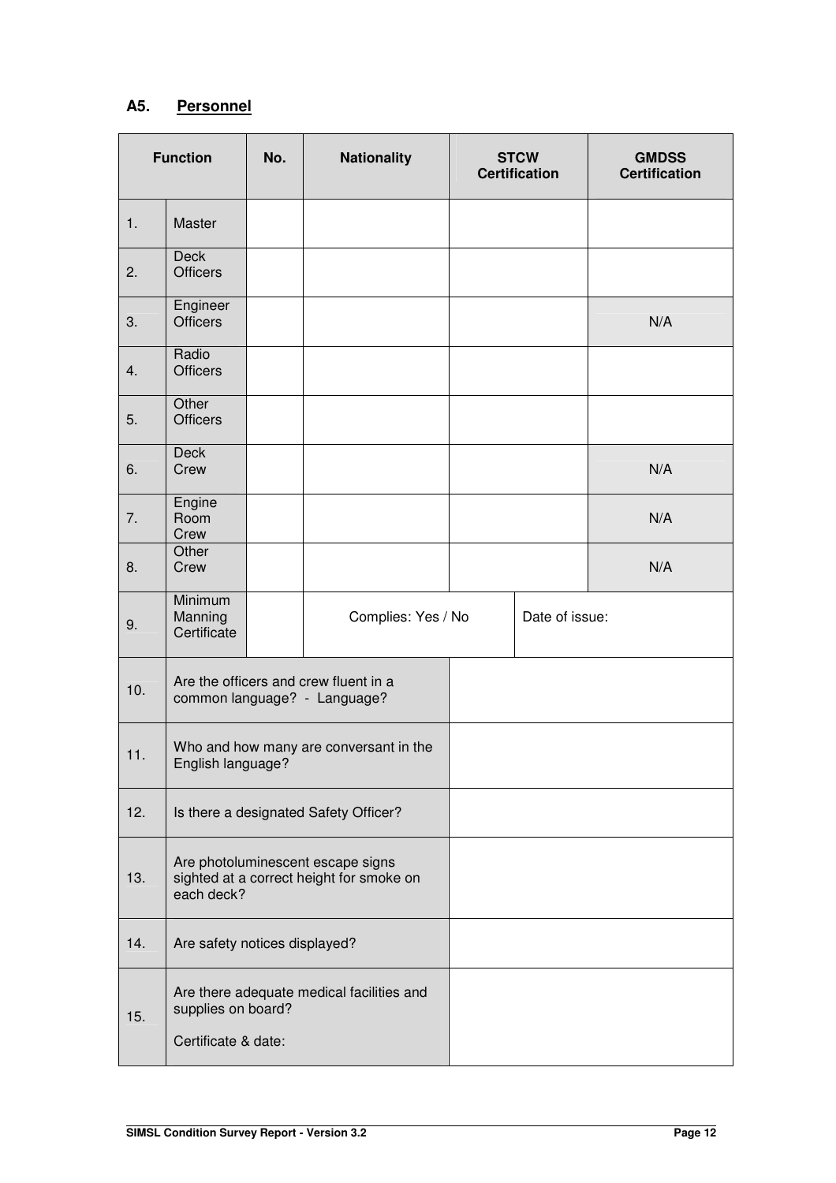## A5. Personnel

| Function | | No. | Nationality | STCW Certification | GMDSS Certification |
|---|---|---|---|---|---|
| 1. | Master | | | | |
| 2. | Deck Officers | | | | |
| 3. | Engineer Officers | | | | N/A |
| 4. | Radio Officers | | | | |
| 5. | Other Officers | | | | |
| 6. | Deck Crew | | | | N/A |
| 7. | Engine Room Crew | | | | N/A |
| 8. | Other Crew | | | | N/A |
| 9. | Minimum Manning Certificate | | Complies: Yes / No | Date of issue: | |
| 10. | Are the officers and crew fluent in a common language? - Language? | | | | |
| 11. | Who and how many are conversant in the English language? | | | | |
| 12. | Is there a designated Safety Officer? | | | | |
| 13. | Are photoluminescent escape signs sighted at a correct height for smoke on each deck? | | | | |
| 14. | Are safety notices displayed? | | | | |
| 15. | Are there adequate medical facilities and supplies on board?<br><br>Certificate & date: | | | | |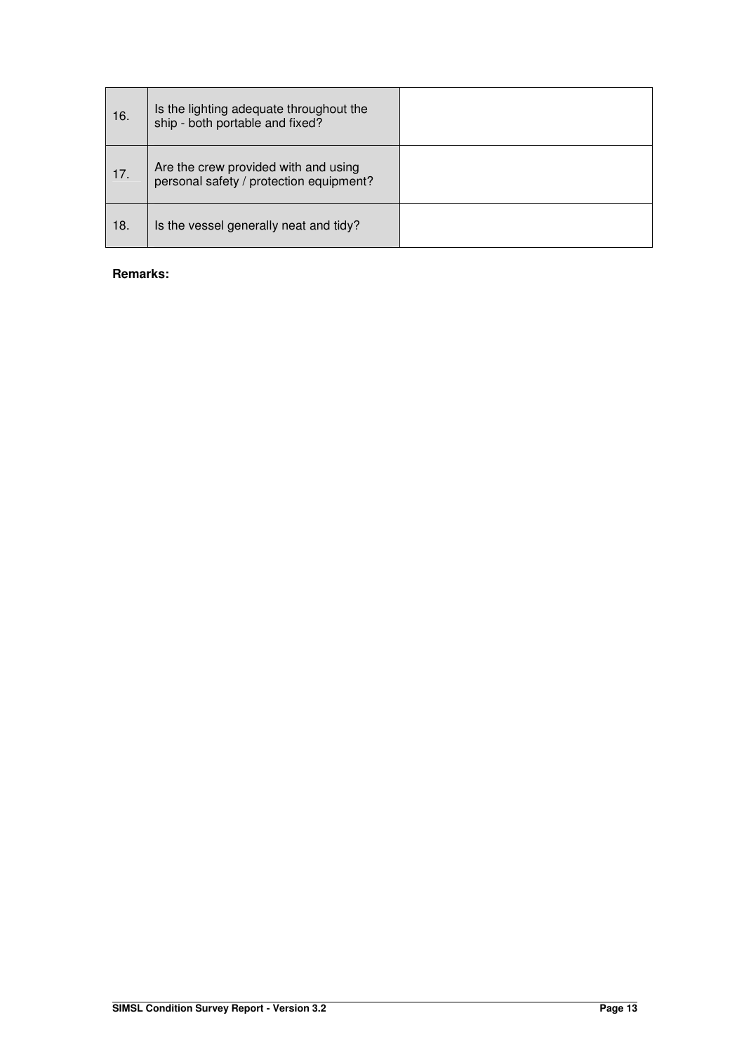| | | |
|---|---|---|
| 16. | Is the lighting adequate throughout the ship - both portable and fixed? | |
| 17. | Are the crew provided with and using personal safety / protection equipment? | |
| 18. | Is the vessel generally neat and tidy? | |

**Remarks:**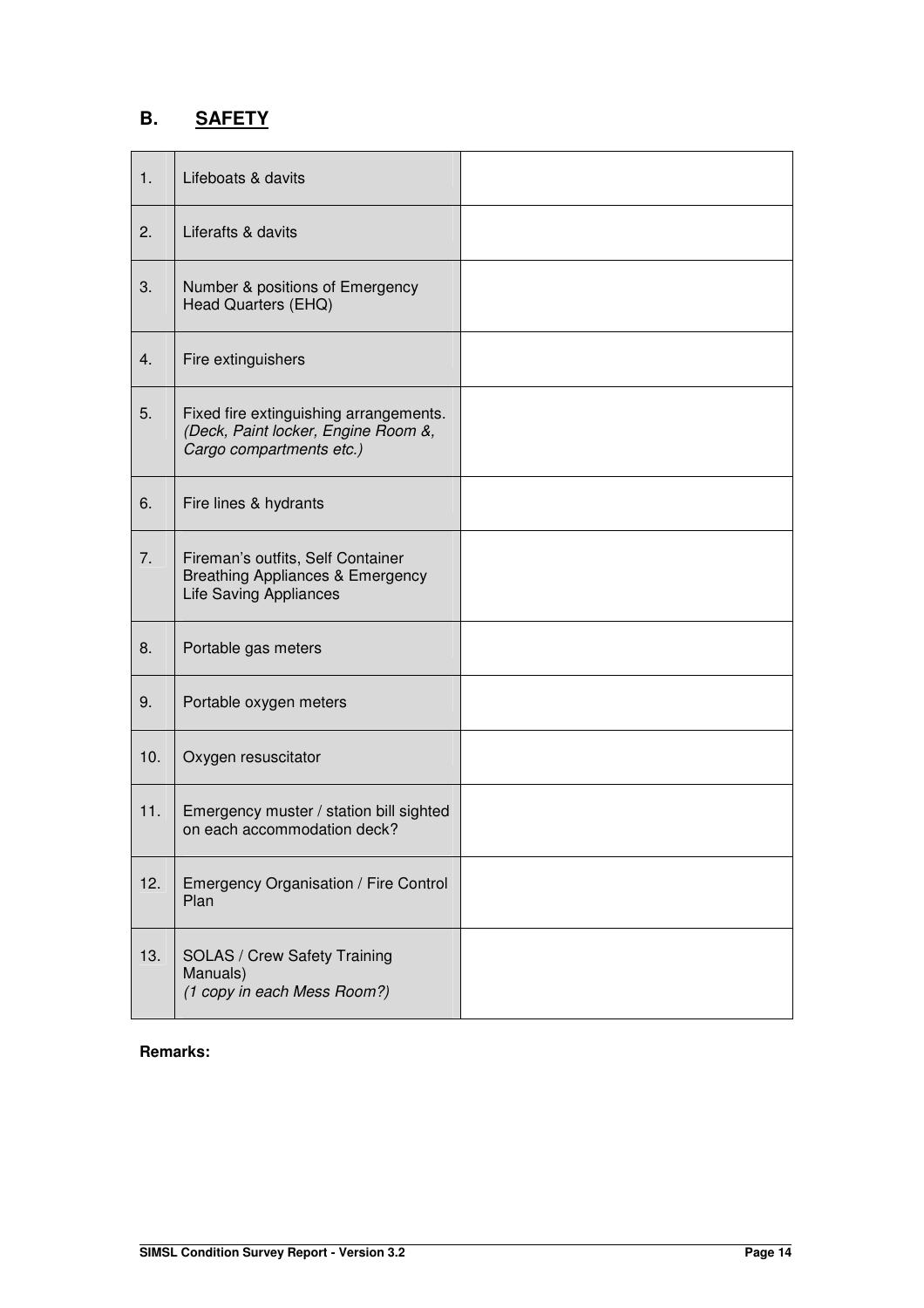## B. SAFETY

| | | |
|---|---|---|
| 1. | Lifeboats & davits | |
| 2. | Liferafts & davits | |
| 3. | Number & positions of Emergency Head Quarters (EHQ) | |
| 4. | Fire extinguishers | |
| 5. | Fixed fire extinguishing arrangements. *(Deck, Paint locker, Engine Room &, Cargo compartments etc.)* | |
| 6. | Fire lines & hydrants | |
| 7. | Fireman's outfits, Self Container Breathing Appliances & Emergency Life Saving Appliances | |
| 8. | Portable gas meters | |
| 9. | Portable oxygen meters | |
| 10. | Oxygen resuscitator | |
| 11. | Emergency muster / station bill sighted on each accommodation deck? | |
| 12. | Emergency Organisation / Fire Control Plan | |
| 13. | SOLAS / Crew Safety Training Manuals) *(1 copy in each Mess Room?)* | |

**Remarks:**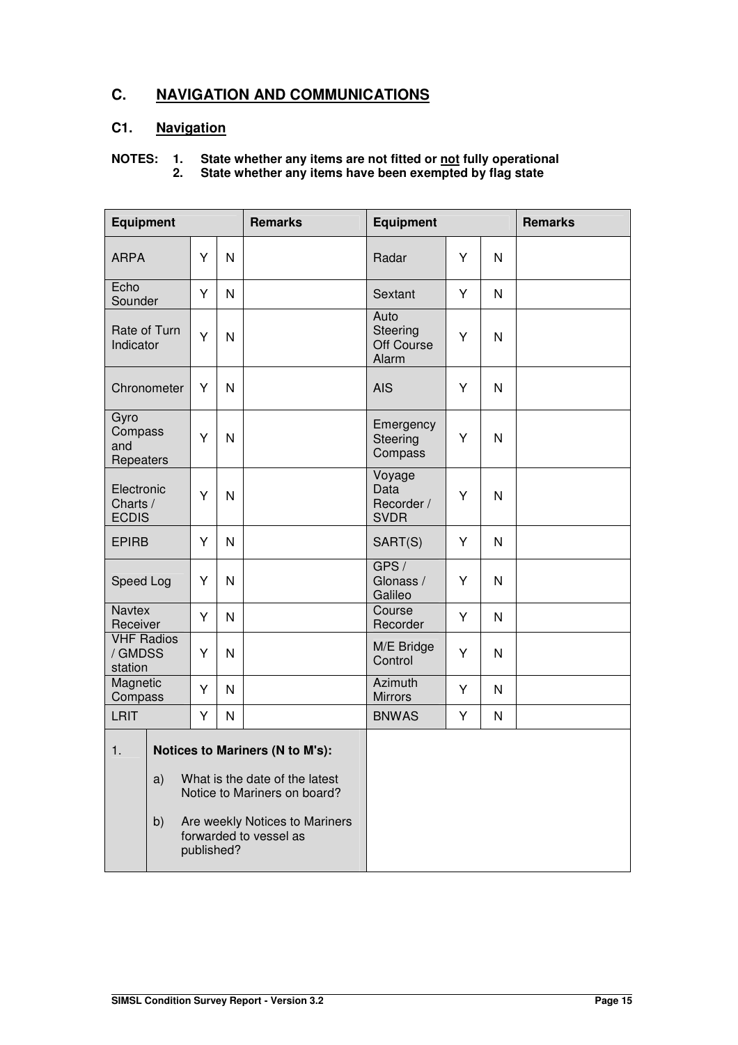## C. NAVIGATION AND COMMUNICATIONS

### C1. Navigation

**NOTES: 1. State whether any items are not fitted or not fully operational**
**2. State whether any items have been exempted by flag state**

| Equipment | | | Remarks | Equipment | | | Remarks |
|---|---|---|---|---|---|---|---|
| ARPA | Y | N | | Radar | Y | N | |
| Echo Sounder | Y | N | | Sextant | Y | N | |
| Rate of Turn Indicator | Y | N | | Auto Steering Off Course Alarm | Y | N | |
| Chronometer | Y | N | | AIS | Y | N | |
| Gyro Compass and Repeaters | Y | N | | Emergency Steering Compass | Y | N | |
| Electronic Charts / ECDIS | Y | N | | Voyage Data Recorder / SVDR | Y | N | |
| EPIRB | Y | N | | SART(S) | Y | N | |
| Speed Log | Y | N | | GPS / Glonass / Galileo | Y | N | |
| Navtex Receiver | Y | N | | Course Recorder | Y | N | |
| VHF Radios / GMDSS station | Y | N | | M/E Bridge Control | Y | N | |
| Magnetic Compass | Y | N | | Azimuth Mirrors | Y | N | |
| LRIT | Y | N | | BNWAS | Y | N | |

| | | |
|---|---|---|
| 1. | **Notices to Mariners (N to M's):**<br><br>a) What is the date of the latest Notice to Mariners on board?<br><br>b) Are weekly Notices to Mariners forwarded to vessel as published? | |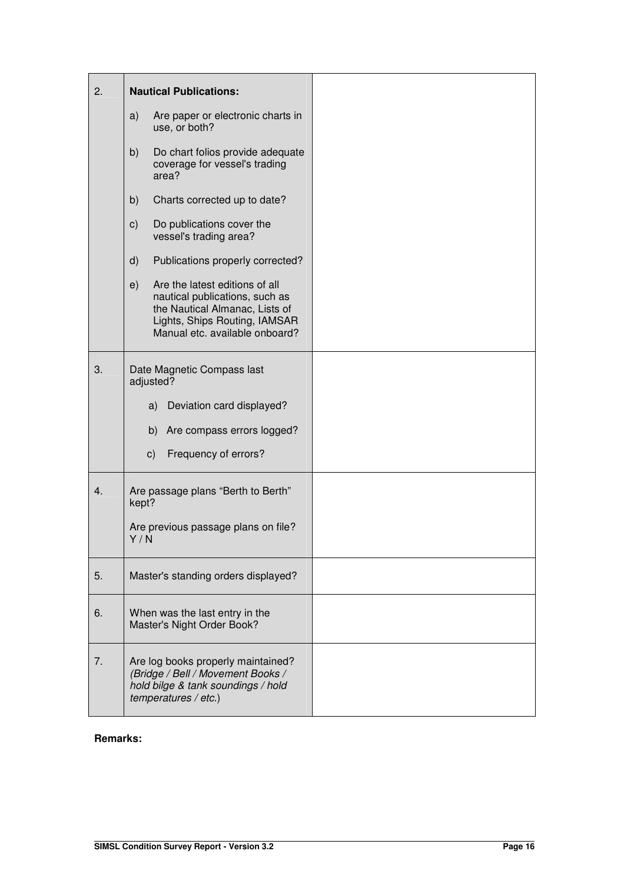| | | |
|---|---|---|
| 2. | **Nautical Publications:**<br><br>a) Are paper or electronic charts in use, or both?<br><br>b) Do chart folios provide adequate coverage for vessel's trading area?<br><br>b) Charts corrected up to date?<br><br>c) Do publications cover the vessel's trading area?<br><br>d) Publications properly corrected?<br><br>e) Are the latest editions of all nautical publications, such as the Nautical Almanac, Lists of Lights, Ships Routing, IAMSAR Manual etc. available onboard? | |
| 3. | Date Magnetic Compass last adjusted?<br><br>a) Deviation card displayed?<br><br>b) Are compass errors logged?<br><br>c) Frequency of errors? | |
| 4. | Are passage plans "Berth to Berth" kept?<br><br>Are previous passage plans on file? Y / N | |
| 5. | Master's standing orders displayed? | |
| 6. | When was the last entry in the Master's Night Order Book? | |
| 7. | Are log books properly maintained? *(Bridge / Bell / Movement Books / hold bilge & tank soundings / hold temperatures / etc.*) | |

**Remarks:**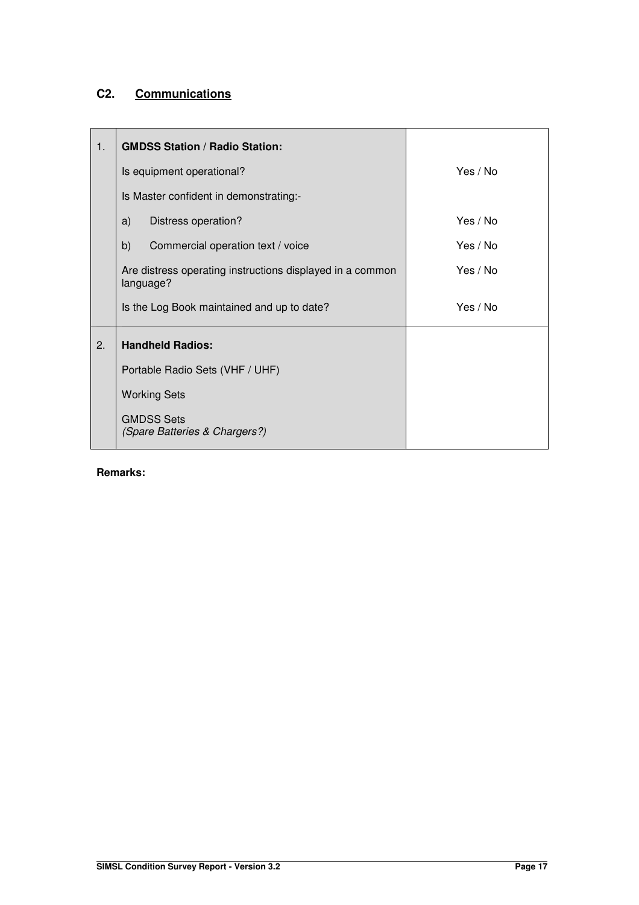## C2. Communications

| | | |
|---|---|---|
| 1. | **GMDSS Station / Radio Station:** | |
| | Is equipment operational? | Yes / No |
| | Is Master confident in demonstrating:- | |
| | a) Distress operation? | Yes / No |
| | b) Commercial operation text / voice | Yes / No |
| | Are distress operating instructions displayed in a common language? | Yes / No |
| | Is the Log Book maintained and up to date? | Yes / No |
| 2. | **Handheld Radios:** | |
| | Portable Radio Sets (VHF / UHF) | |
| | Working Sets | |
| | GMDSS Sets *(Spare Batteries & Chargers?)* | |

**Remarks:**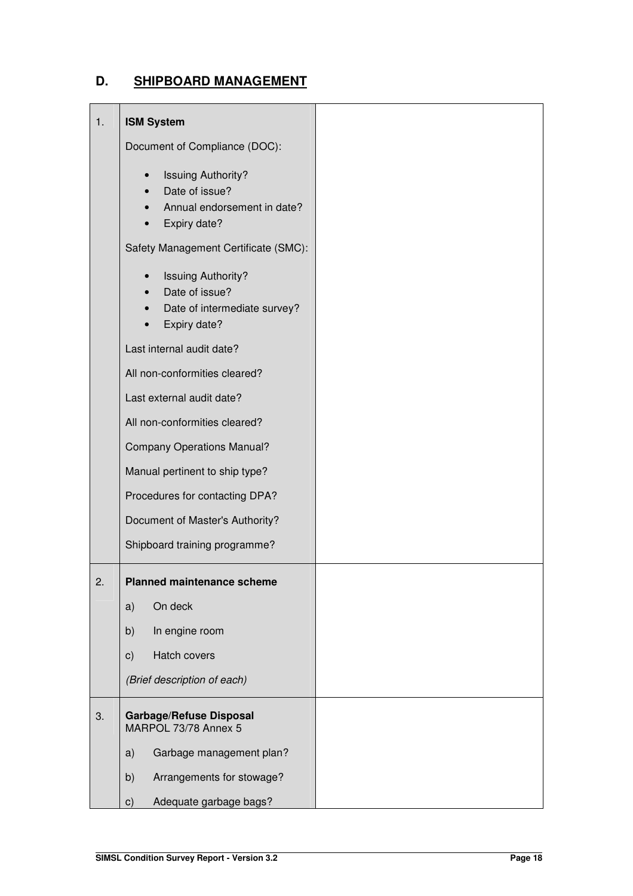## D. SHIPBOARD MANAGEMENT

| | | |
|---|---|---|
| 1. | **ISM System**<br><br>Document of Compliance (DOC):<br>• Issuing Authority?<br>• Date of issue?<br>• Annual endorsement in date?<br>• Expiry date?<br><br>Safety Management Certificate (SMC):<br>• Issuing Authority?<br>• Date of issue?<br>• Date of intermediate survey?<br>• Expiry date?<br><br>Last internal audit date?<br><br>All non-conformities cleared?<br><br>Last external audit date?<br><br>All non-conformities cleared?<br><br>Company Operations Manual?<br><br>Manual pertinent to ship type?<br><br>Procedures for contacting DPA?<br><br>Document of Master's Authority?<br><br>Shipboard training programme? | |
| 2. | **Planned maintenance scheme**<br><br>a) On deck<br><br>b) In engine room<br><br>c) Hatch covers<br><br>*(Brief description of each)* | |
| 3. | **Garbage/Refuse Disposal**<br>MARPOL 73/78 Annex 5<br><br>a) Garbage management plan?<br><br>b) Arrangements for stowage?<br><br>c) Adequate garbage bags? | |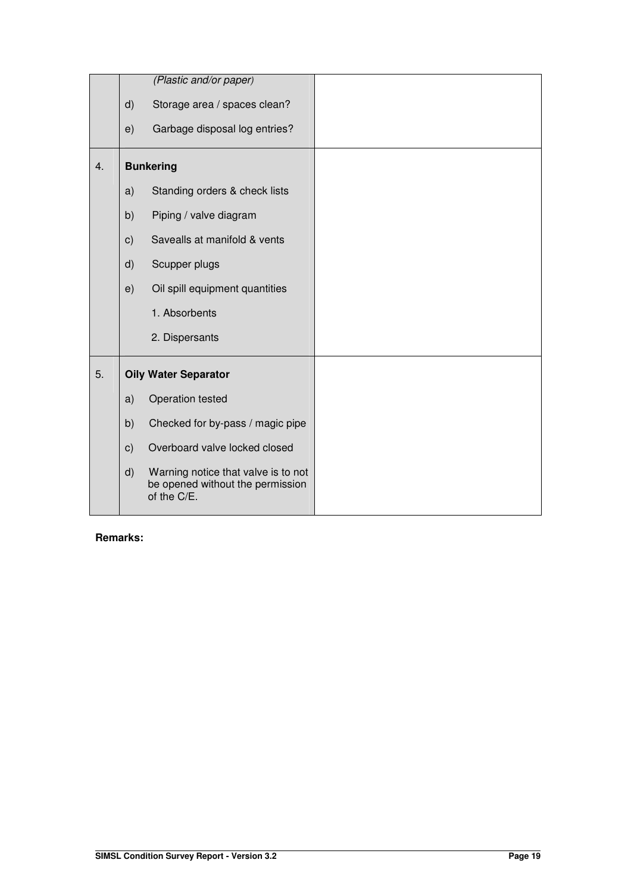| | | |
|---|---|---|
| | *(Plastic and/or paper)* | |
| | d) Storage area / spaces clean? | |
| | e) Garbage disposal log entries? | |
| 4. | **Bunkering** | |
| | a) Standing orders & check lists | |
| | b) Piping / valve diagram | |
| | c) Savealls at manifold & vents | |
| | d) Scupper plugs | |
| | e) Oil spill equipment quantities | |
| | 1. Absorbents | |
| | 2. Dispersants | |
| 5. | **Oily Water Separator** | |
| | a) Operation tested | |
| | b) Checked for by-pass / magic pipe | |
| | c) Overboard valve locked closed | |
| | d) Warning notice that valve is to not be opened without the permission of the C/E. | |

**Remarks:**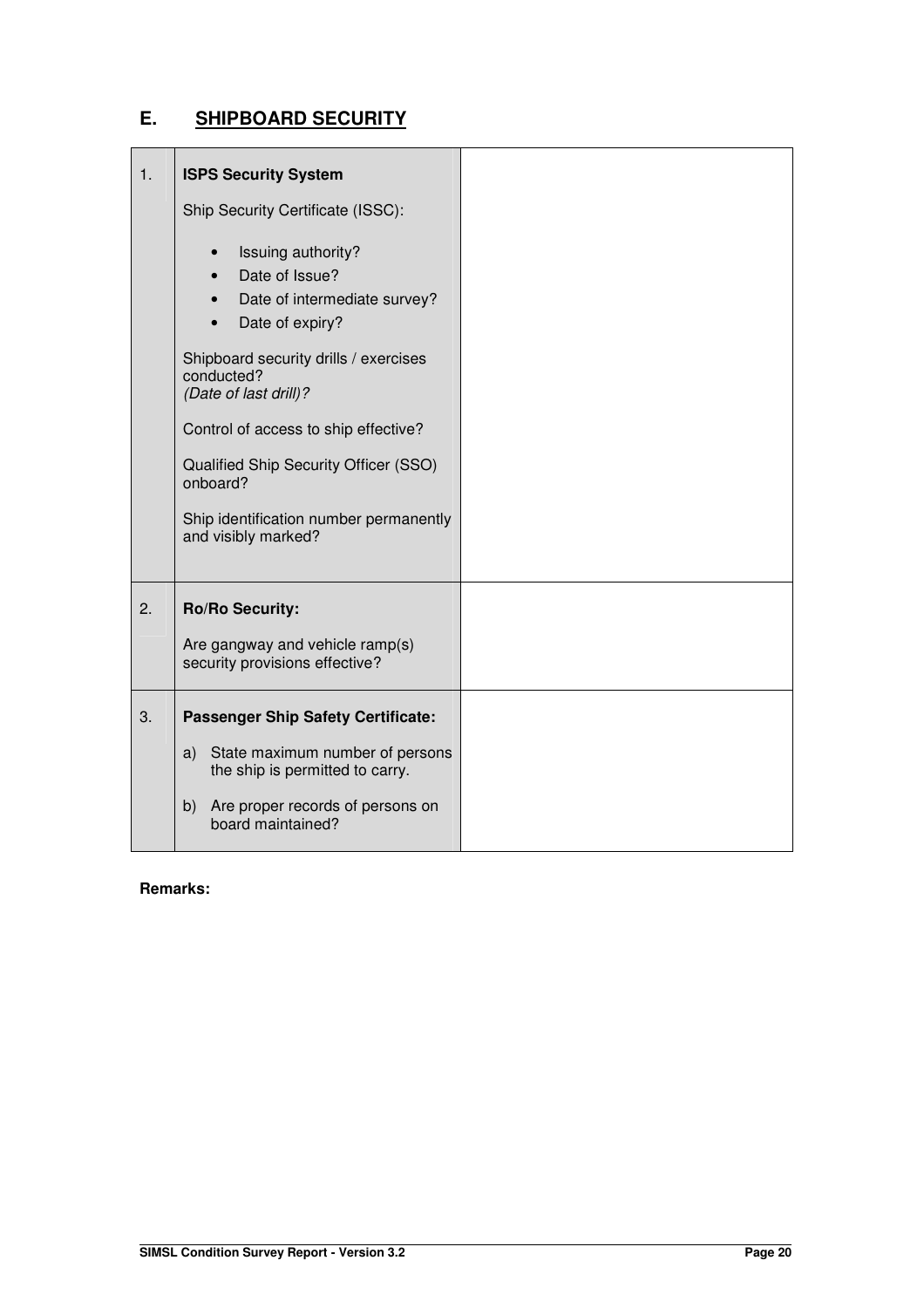## E. SHIPBOARD SECURITY

| | | |
|---|---|---|
| 1. | **ISPS Security System**<br><br>Ship Security Certificate (ISSC):<br><br>• Issuing authority?<br>• Date of Issue?<br>• Date of intermediate survey?<br>• Date of expiry?<br><br>Shipboard security drills / exercises conducted?<br>*(Date of last drill)?*<br><br>Control of access to ship effective?<br><br>Qualified Ship Security Officer (SSO) onboard?<br><br>Ship identification number permanently and visibly marked? | |
| 2. | **Ro/Ro Security:**<br><br>Are gangway and vehicle ramp(s) security provisions effective? | |
| 3. | **Passenger Ship Safety Certificate:**<br><br>a) State maximum number of persons the ship is permitted to carry.<br><br>b) Are proper records of persons on board maintained? | |

**Remarks:**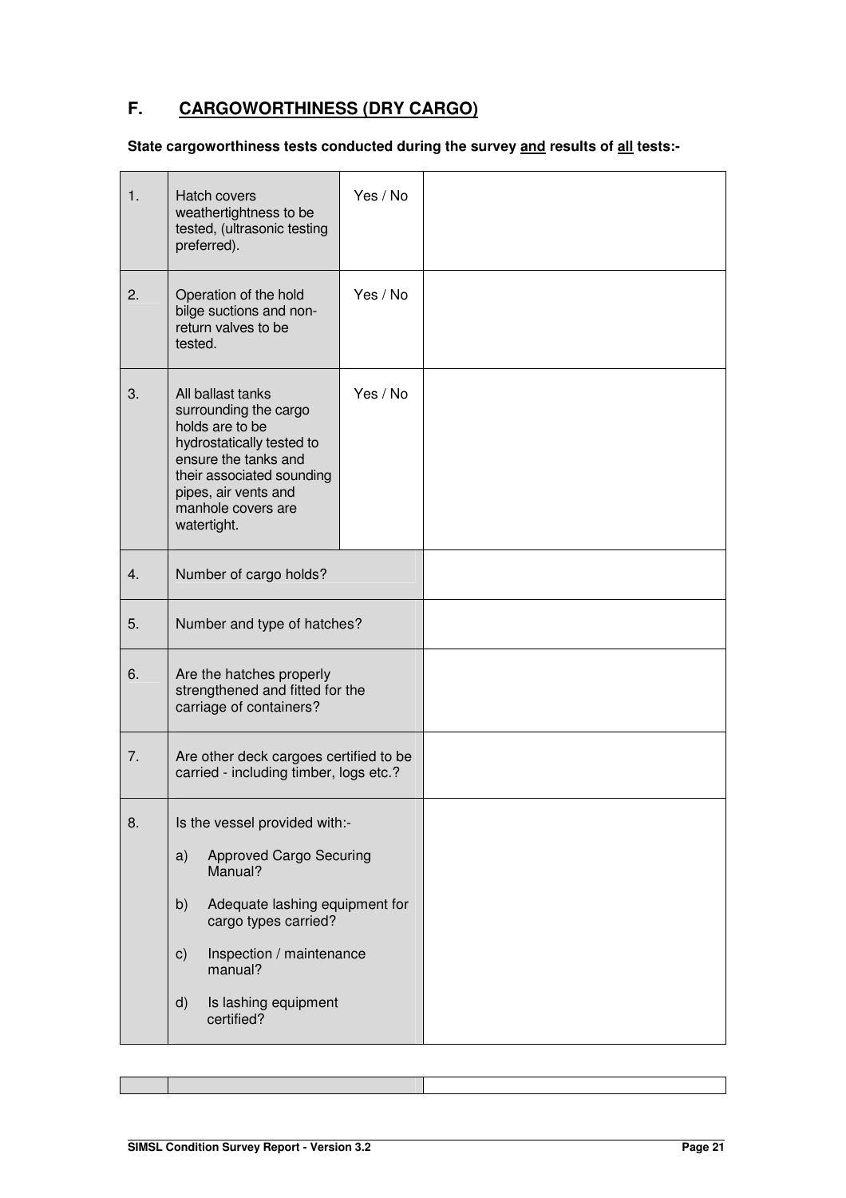## F. <u>CARGOWORTHINESS (DRY CARGO)</u>

**State cargoworthiness tests conducted during the survey <u>and</u> results of <u>all</u> tests:-**

| | | | |
|---|---|---|---|
| 1. | Hatch covers weathertightness to be tested, (ultrasonic testing preferred). | Yes / No | |
| 2. | Operation of the hold bilge suctions and non-return valves to be tested. | Yes / No | |
| 3. | All ballast tanks surrounding the cargo holds are to be hydrostatically tested to ensure the tanks and their associated sounding pipes, air vents and manhole covers are watertight. | Yes / No | |
| 4. | Number of cargo holds? | | |
| 5. | Number and type of hatches? | | |
| 6. | Are the hatches properly strengthened and fitted for the carriage of containers? | | |
| 7. | Are other deck cargoes certified to be carried - including timber, logs etc.? | | |
| 8. | Is the vessel provided with:-<br>a) Approved Cargo Securing Manual?<br>b) Adequate lashing equipment for cargo types carried?<br>c) Inspection / maintenance manual?<br>d) Is lashing equipment certified? | | |
| | | | |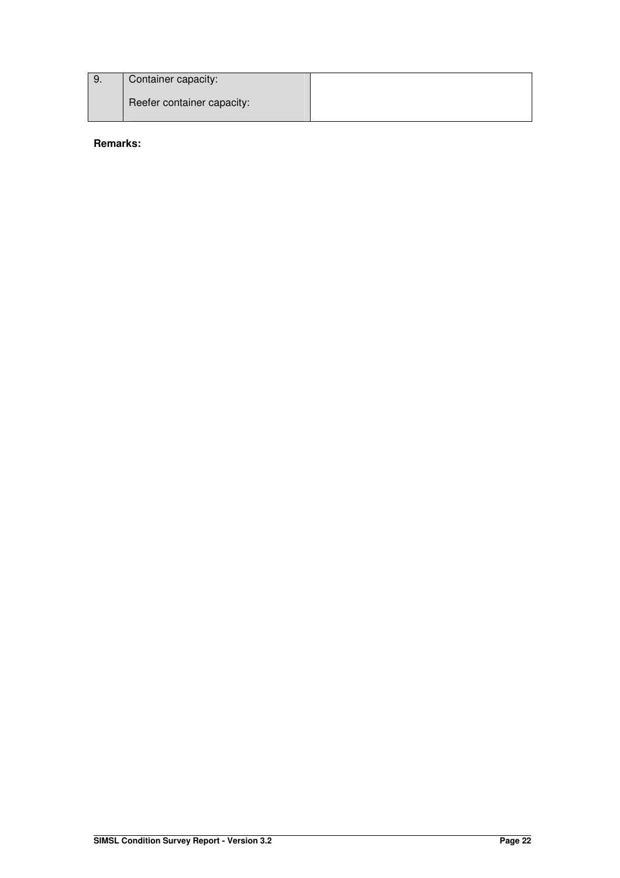| 9. | Container capacity:<br><br>Reefer container capacity: | |
|---|---|---|

**Remarks:**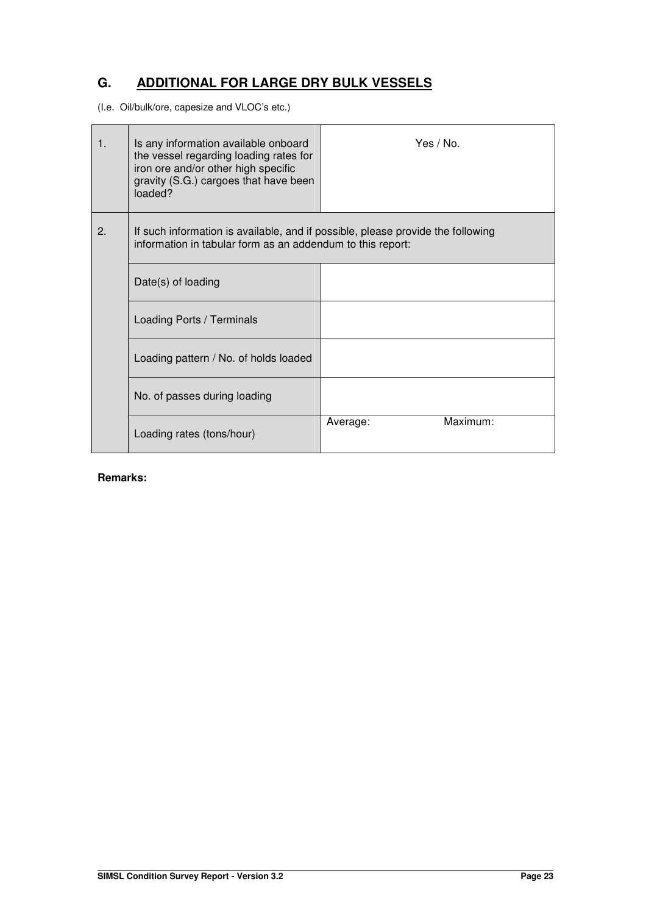## G. ADDITIONAL FOR LARGE DRY BULK VESSELS

(I.e. Oil/bulk/ore, capesize and VLOC's etc.)

| | | |
|---|---|---|
| 1. | Is any information available onboard the vessel regarding loading rates for iron ore and/or other high specific gravity (S.G.) cargoes that have been loaded? | Yes / No. |
| 2. | If such information is available, and if possible, please provide the following information in tabular form as an addendum to this report: | |
| | Date(s) of loading | |
| | Loading Ports / Terminals | |
| | Loading pattern / No. of holds loaded | |
| | No. of passes during loading | |
| | Loading rates (tons/hour) | Average: Maximum: |

**Remarks:**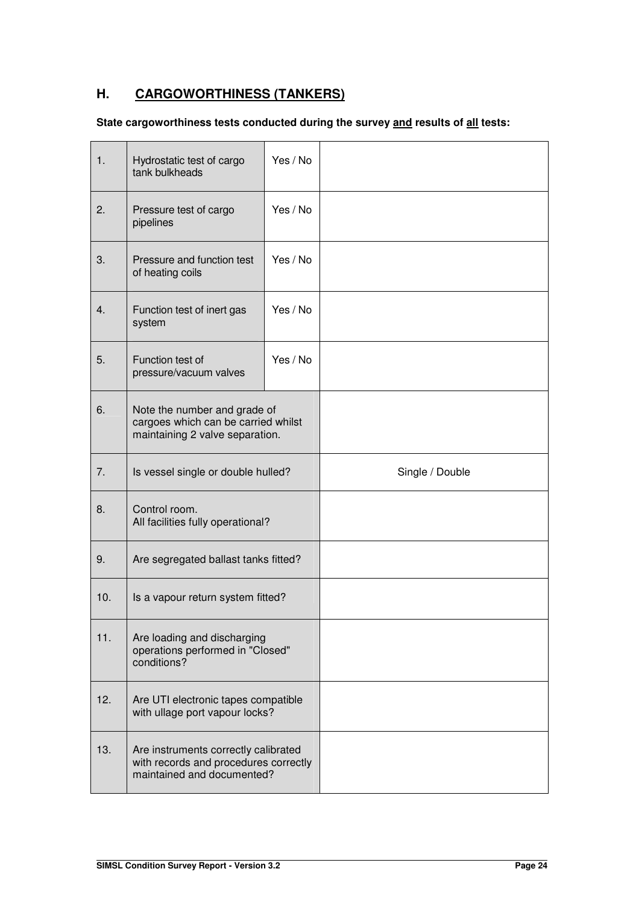## H. <u>CARGOWORTHINESS (TANKERS)</u>

**State cargoworthiness tests conducted during the survey <u>and</u> results of <u>all</u> tests:**

| | | | |
|---|---|---|---|
| 1. | Hydrostatic test of cargo tank bulkheads | Yes / No | |
| 2. | Pressure test of cargo pipelines | Yes / No | |
| 3. | Pressure and function test of heating coils | Yes / No | |
| 4. | Function test of inert gas system | Yes / No | |
| 5. | Function test of pressure/vacuum valves | Yes / No | |
| 6. | Note the number and grade of cargoes which can be carried whilst maintaining 2 valve separation. | | |
| 7. | Is vessel single or double hulled? | | Single / Double |
| 8. | Control room. All facilities fully operational? | | |
| 9. | Are segregated ballast tanks fitted? | | |
| 10. | Is a vapour return system fitted? | | |
| 11. | Are loading and discharging operations performed in "Closed" conditions? | | |
| 12. | Are UTI electronic tapes compatible with ullage port vapour locks? | | |
| 13. | Are instruments correctly calibrated with records and procedures correctly maintained and documented? | | |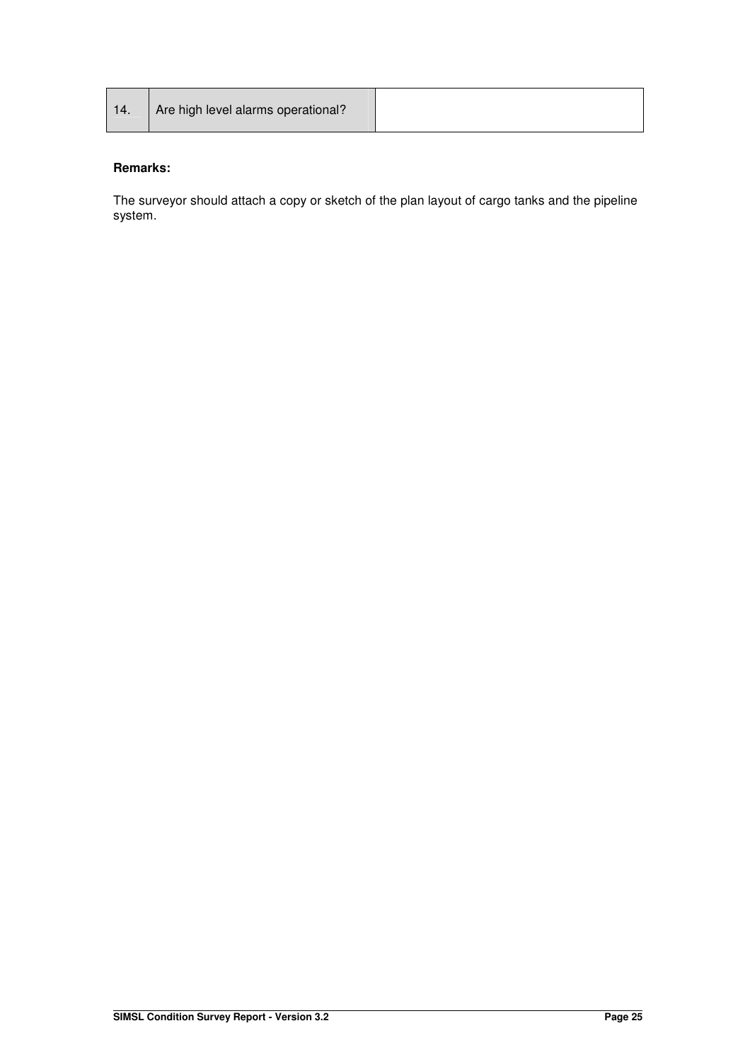| 14. | Are high level alarms operational? | |
|---|---|---|

**Remarks:**

The surveyor should attach a copy or sketch of the plan layout of cargo tanks and the pipeline system.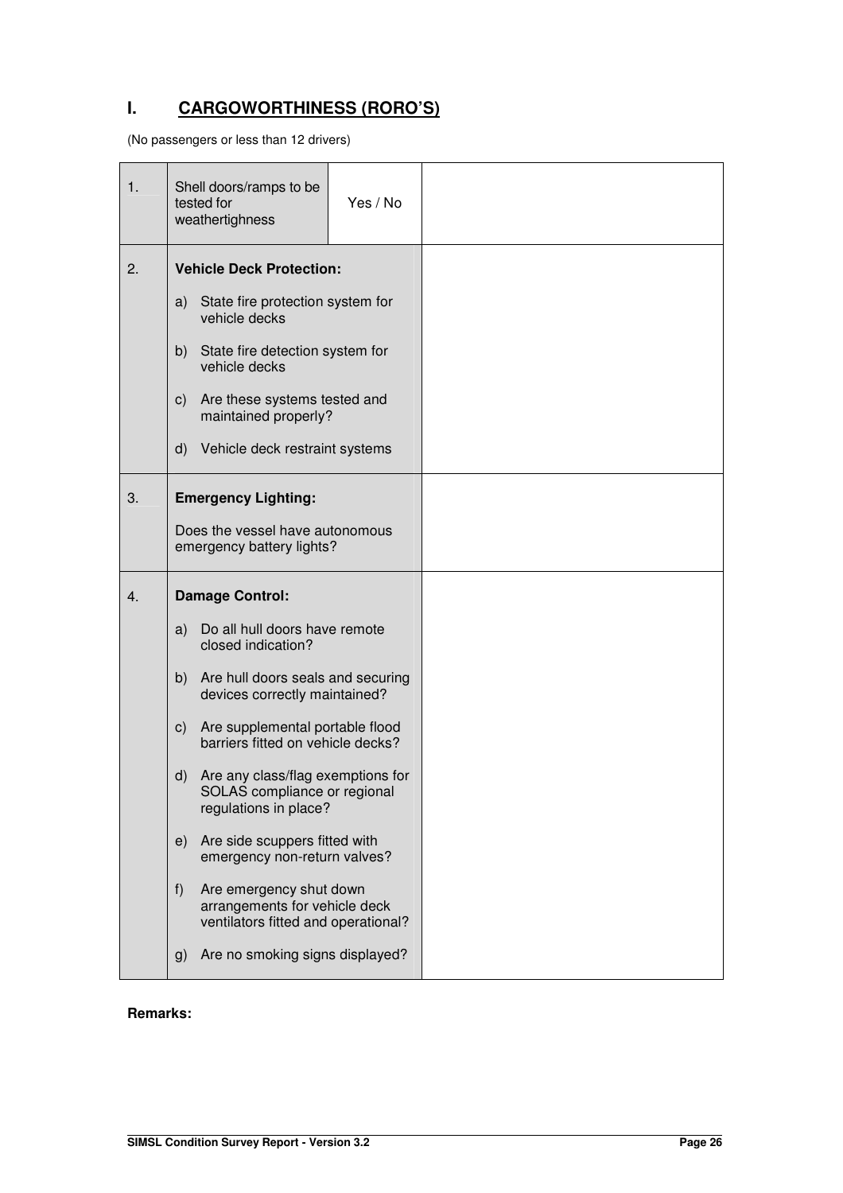## I. CARGOWORTHINESS (RORO'S)

(No passengers or less than 12 drivers)

| | | | |
|---|---|---|---|
| 1. | Shell doors/ramps to be tested for weathertighness | Yes / No | |
| 2. | **Vehicle Deck Protection:**<br><br>a) State fire protection system for vehicle decks<br><br>b) State fire detection system for vehicle decks<br><br>c) Are these systems tested and maintained properly?<br><br>d) Vehicle deck restraint systems | | |
| 3. | **Emergency Lighting:**<br><br>Does the vessel have autonomous emergency battery lights? | | |
| 4. | **Damage Control:**<br><br>a) Do all hull doors have remote closed indication?<br><br>b) Are hull doors seals and securing devices correctly maintained?<br><br>c) Are supplemental portable flood barriers fitted on vehicle decks?<br><br>d) Are any class/flag exemptions for SOLAS compliance or regional regulations in place?<br><br>e) Are side scuppers fitted with emergency non-return valves?<br><br>f) Are emergency shut down arrangements for vehicle deck ventilators fitted and operational?<br><br>g) Are no smoking signs displayed? | | |

**Remarks:**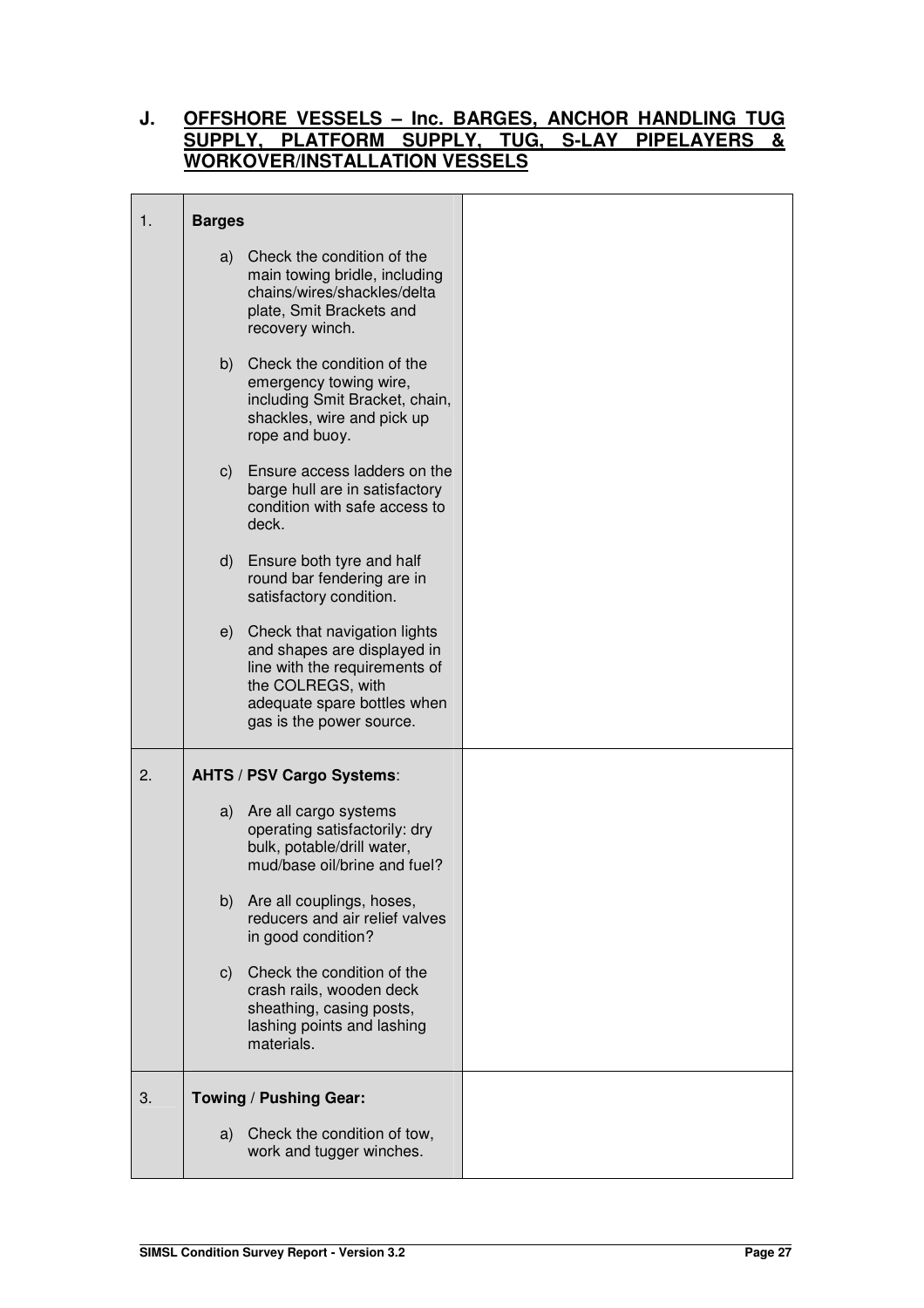## J. OFFSHORE VESSELS – Inc. BARGES, ANCHOR HANDLING TUG SUPPLY, PLATFORM SUPPLY, TUG, S-LAY PIPELAYERS & WORKOVER/INSTALLATION VESSELS

| | | |
|---|---|---|
| 1. | **Barges**<br><br>a) Check the condition of the main towing bridle, including chains/wires/shackles/delta plate, Smit Brackets and recovery winch.<br><br>b) Check the condition of the emergency towing wire, including Smit Bracket, chain, shackles, wire and pick up rope and buoy.<br><br>c) Ensure access ladders on the barge hull are in satisfactory condition with safe access to deck.<br><br>d) Ensure both tyre and half round bar fendering are in satisfactory condition.<br><br>e) Check that navigation lights and shapes are displayed in line with the requirements of the COLREGS, with adequate spare bottles when gas is the power source. | |
| 2. | **AHTS / PSV Cargo Systems**:<br><br>a) Are all cargo systems operating satisfactorily: dry bulk, potable/drill water, mud/base oil/brine and fuel?<br><br>b) Are all couplings, hoses, reducers and air relief valves in good condition?<br><br>c) Check the condition of the crash rails, wooden deck sheathing, casing posts, lashing points and lashing materials. | |
| 3. | **Towing / Pushing Gear:**<br><br>a) Check the condition of tow, work and tugger winches. | |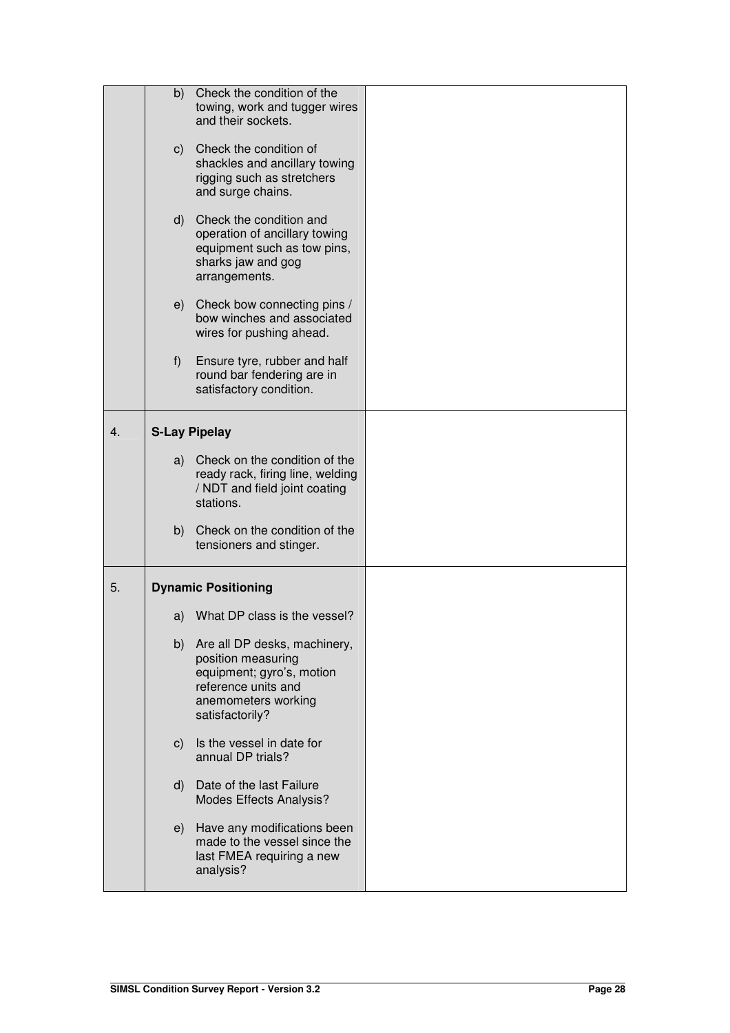| | | |
|---|---|---|
| | b) Check the condition of the towing, work and tugger wires and their sockets.<br><br>c) Check the condition of shackles and ancillary towing rigging such as stretchers and surge chains.<br><br>d) Check the condition and operation of ancillary towing equipment such as tow pins, sharks jaw and gog arrangements.<br><br>e) Check bow connecting pins / bow winches and associated wires for pushing ahead.<br><br>f) Ensure tyre, rubber and half round bar fendering are in satisfactory condition. | |
| 4. | **S-Lay Pipelay**<br><br>a) Check on the condition of the ready rack, firing line, welding / NDT and field joint coating stations.<br><br>b) Check on the condition of the tensioners and stinger. | |
| 5. | **Dynamic Positioning**<br><br>a) What DP class is the vessel?<br><br>b) Are all DP desks, machinery, position measuring equipment; gyro's, motion reference units and anemometers working satisfactorily?<br><br>c) Is the vessel in date for annual DP trials?<br><br>d) Date of the last Failure Modes Effects Analysis?<br><br>e) Have any modifications been made to the vessel since the last FMEA requiring a new analysis? | |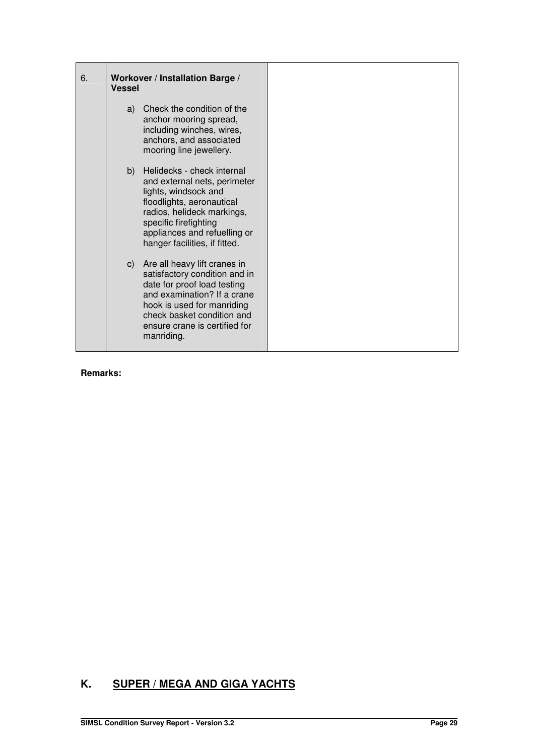| 6. | **Workover / Installation Barge / Vessel**<br><br>a) Check the condition of the anchor mooring spread, including winches, wires, anchors, and associated mooring line jewellery.<br><br>b) Helidecks - check internal and external nets, perimeter lights, windsock and floodlights, aeronautical radios, helideck markings, specific firefighting appliances and refuelling or hanger facilities, if fitted.<br><br>c) Are all heavy lift cranes in satisfactory condition and in date for proof load testing and examination? If a crane hook is used for manriding check basket condition and ensure crane is certified for manriding. | |
|---|---|---|

**Remarks:**

## K. <u>SUPER / MEGA AND GIGA YACHTS</u>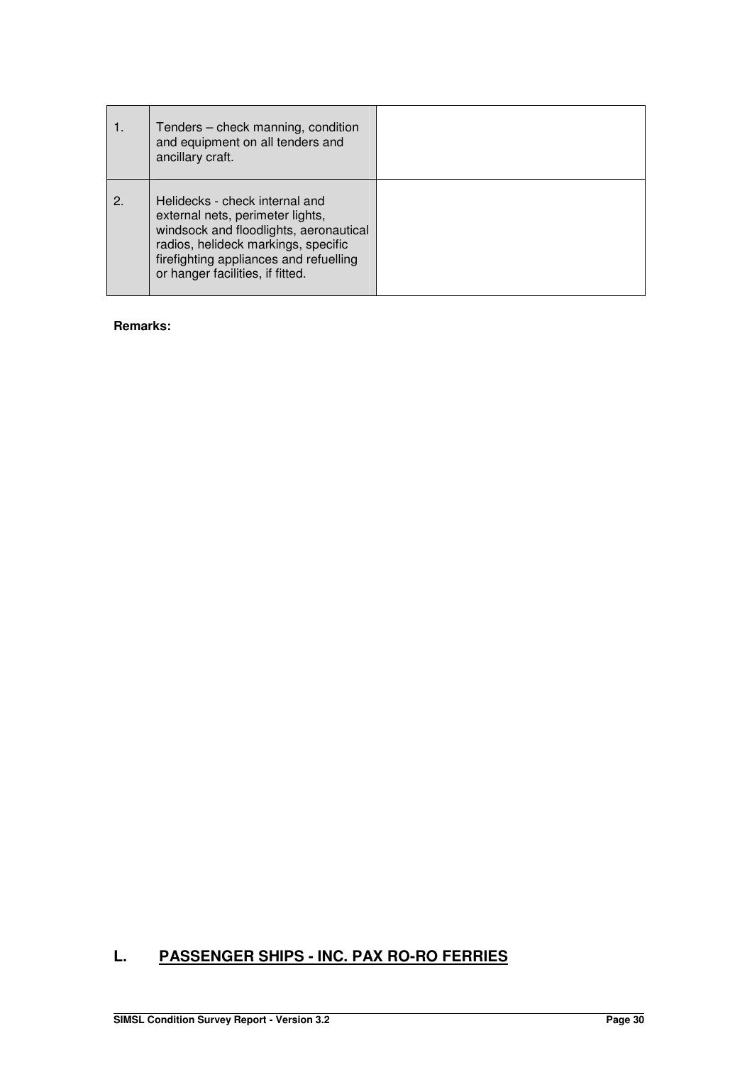| | | |
|---|---|---|
| 1. | Tenders – check manning, condition and equipment on all tenders and ancillary craft. | |
| 2. | Helidecks - check internal and external nets, perimeter lights, windsock and floodlights, aeronautical radios, helideck markings, specific firefighting appliances and refuelling or hanger facilities, if fitted. | |

**Remarks:**

## L. PASSENGER SHIPS - INC. PAX RO-RO FERRIES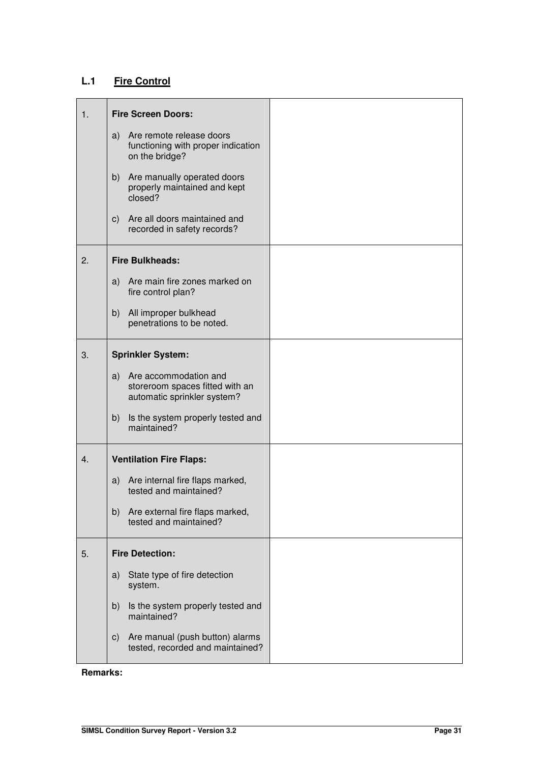## L.1 Fire Control

| | | |
|---|---|---|
| 1. | **Fire Screen Doors:**<br><br>a) Are remote release doors functioning with proper indication on the bridge?<br><br>b) Are manually operated doors properly maintained and kept closed?<br><br>c) Are all doors maintained and recorded in safety records? | |
| 2. | **Fire Bulkheads:**<br><br>a) Are main fire zones marked on fire control plan?<br><br>b) All improper bulkhead penetrations to be noted. | |
| 3. | **Sprinkler System:**<br><br>a) Are accommodation and storeroom spaces fitted with an automatic sprinkler system?<br><br>b) Is the system properly tested and maintained? | |
| 4. | **Ventilation Fire Flaps:**<br><br>a) Are internal fire flaps marked, tested and maintained?<br><br>b) Are external fire flaps marked, tested and maintained? | |
| 5. | **Fire Detection:**<br><br>a) State type of fire detection system.<br><br>b) Is the system properly tested and maintained?<br><br>c) Are manual (push button) alarms tested, recorded and maintained? | |

**Remarks:**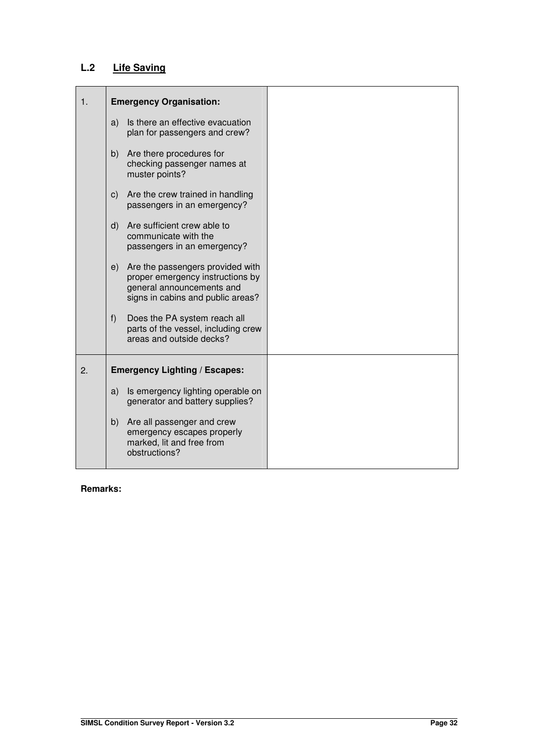## L.2 Life Saving

| | | |
|---|---|---|
| 1. | **Emergency Organisation:**<br><br>a) Is there an effective evacuation plan for passengers and crew?<br><br>b) Are there procedures for checking passenger names at muster points?<br><br>c) Are the crew trained in handling passengers in an emergency?<br><br>d) Are sufficient crew able to communicate with the passengers in an emergency?<br><br>e) Are the passengers provided with proper emergency instructions by general announcements and signs in cabins and public areas?<br><br>f) Does the PA system reach all parts of the vessel, including crew areas and outside decks? | |
| 2. | **Emergency Lighting / Escapes:**<br><br>a) Is emergency lighting operable on generator and battery supplies?<br><br>b) Are all passenger and crew emergency escapes properly marked, lit and free from obstructions? | |

**Remarks:**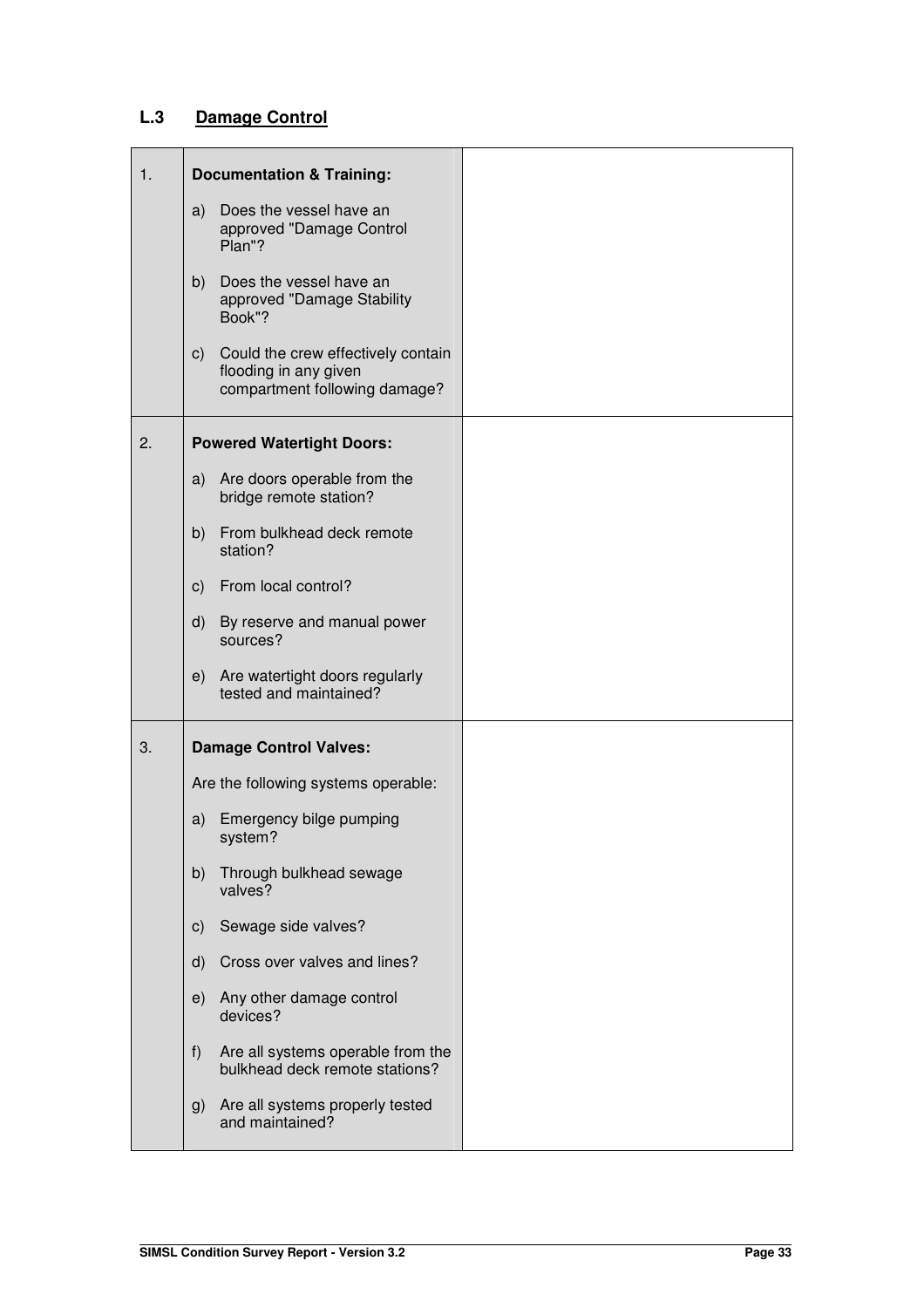## L.3 Damage Control

| | | |
|---|---|---|
| 1. | **Documentation & Training:**<br><br>a) Does the vessel have an approved "Damage Control Plan"?<br><br>b) Does the vessel have an approved "Damage Stability Book"?<br><br>c) Could the crew effectively contain flooding in any given compartment following damage? | |
| 2. | **Powered Watertight Doors:**<br><br>a) Are doors operable from the bridge remote station?<br><br>b) From bulkhead deck remote station?<br><br>c) From local control?<br><br>d) By reserve and manual power sources?<br><br>e) Are watertight doors regularly tested and maintained? | |
| 3. | **Damage Control Valves:**<br><br>Are the following systems operable:<br><br>a) Emergency bilge pumping system?<br><br>b) Through bulkhead sewage valves?<br><br>c) Sewage side valves?<br><br>d) Cross over valves and lines?<br><br>e) Any other damage control devices?<br><br>f) Are all systems operable from the bulkhead deck remote stations?<br><br>g) Are all systems properly tested and maintained? | |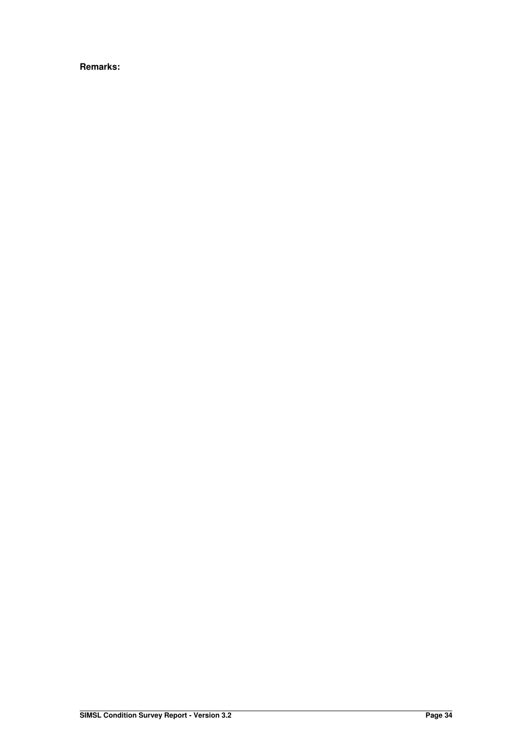**Remarks:**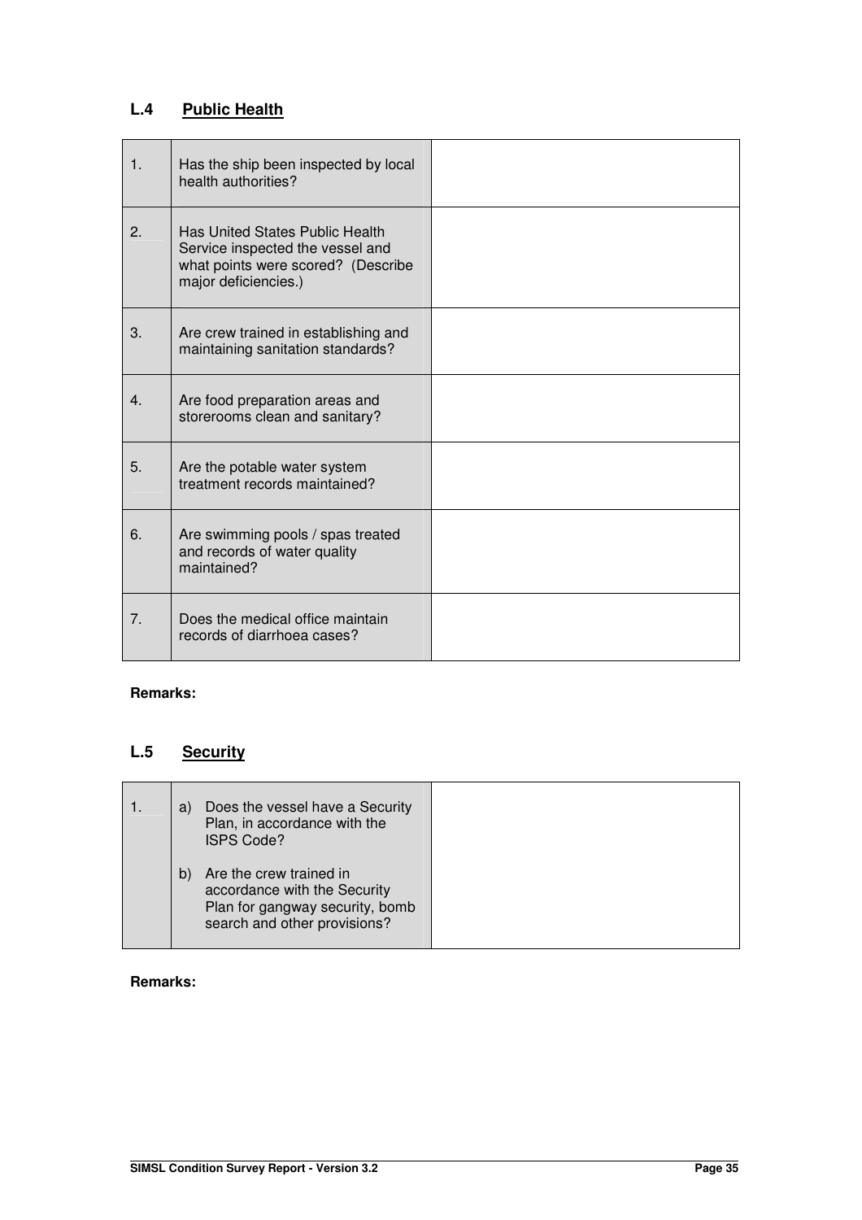## L.4 Public Health

| | | |
|---|---|---|
| 1. | Has the ship been inspected by local health authorities? | |
| 2. | Has United States Public Health Service inspected the vessel and what points were scored? (Describe major deficiencies.) | |
| 3. | Are crew trained in establishing and maintaining sanitation standards? | |
| 4. | Are food preparation areas and storerooms clean and sanitary? | |
| 5. | Are the potable water system treatment records maintained? | |
| 6. | Are swimming pools / spas treated and records of water quality maintained? | |
| 7. | Does the medical office maintain records of diarrhoea cases? | |

**Remarks:**

## L.5 Security

| | | |
|---|---|---|
| 1. | a) Does the vessel have a Security Plan, in accordance with the ISPS Code?<br><br>b) Are the crew trained in accordance with the Security Plan for gangway security, bomb search and other provisions? | |

**Remarks:**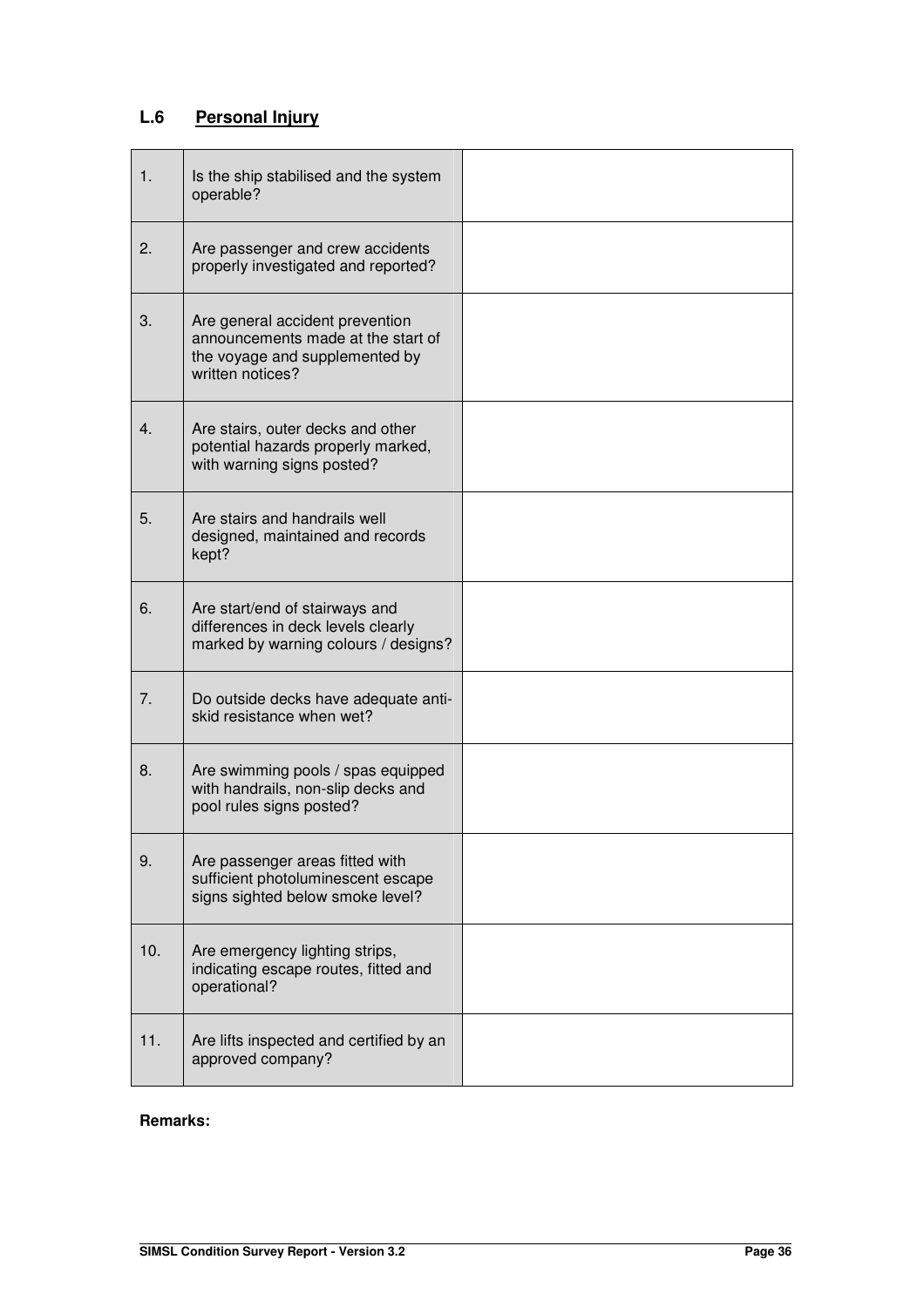## L.6 Personal Injury

| | | |
|---|---|---|
| 1. | Is the ship stabilised and the system operable? | |
| 2. | Are passenger and crew accidents properly investigated and reported? | |
| 3. | Are general accident prevention announcements made at the start of the voyage and supplemented by written notices? | |
| 4. | Are stairs, outer decks and other potential hazards properly marked, with warning signs posted? | |
| 5. | Are stairs and handrails well designed, maintained and records kept? | |
| 6. | Are start/end of stairways and differences in deck levels clearly marked by warning colours / designs? | |
| 7. | Do outside decks have adequate anti-skid resistance when wet? | |
| 8. | Are swimming pools / spas equipped with handrails, non-slip decks and pool rules signs posted? | |
| 9. | Are passenger areas fitted with sufficient photoluminescent escape signs sighted below smoke level? | |
| 10. | Are emergency lighting strips, indicating escape routes, fitted and operational? | |
| 11. | Are lifts inspected and certified by an approved company? | |

**Remarks:**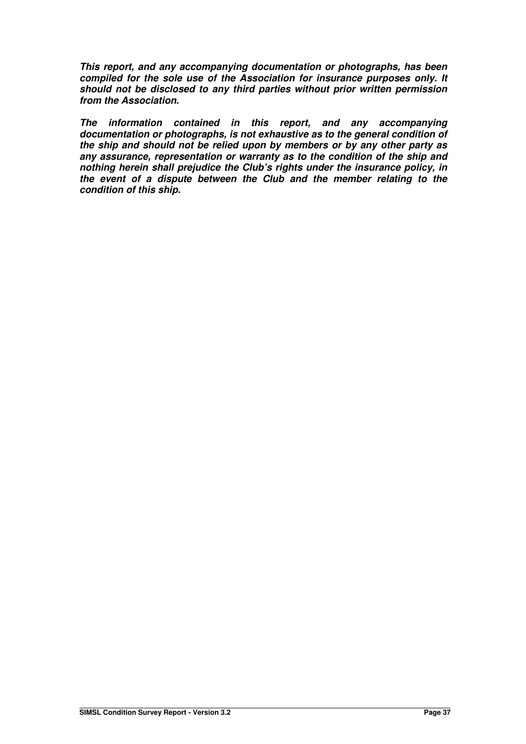***This report, and any accompanying documentation or photographs, has been compiled for the sole use of the Association for insurance purposes only. It should not be disclosed to any third parties without prior written permission from the Association.***

***The information contained in this report, and any accompanying documentation or photographs, is not exhaustive as to the general condition of the ship and should not be relied upon by members or by any other party as any assurance, representation or warranty as to the condition of the ship and nothing herein shall prejudice the Club's rights under the insurance policy, in the event of a dispute between the Club and the member relating to the condition of this ship.***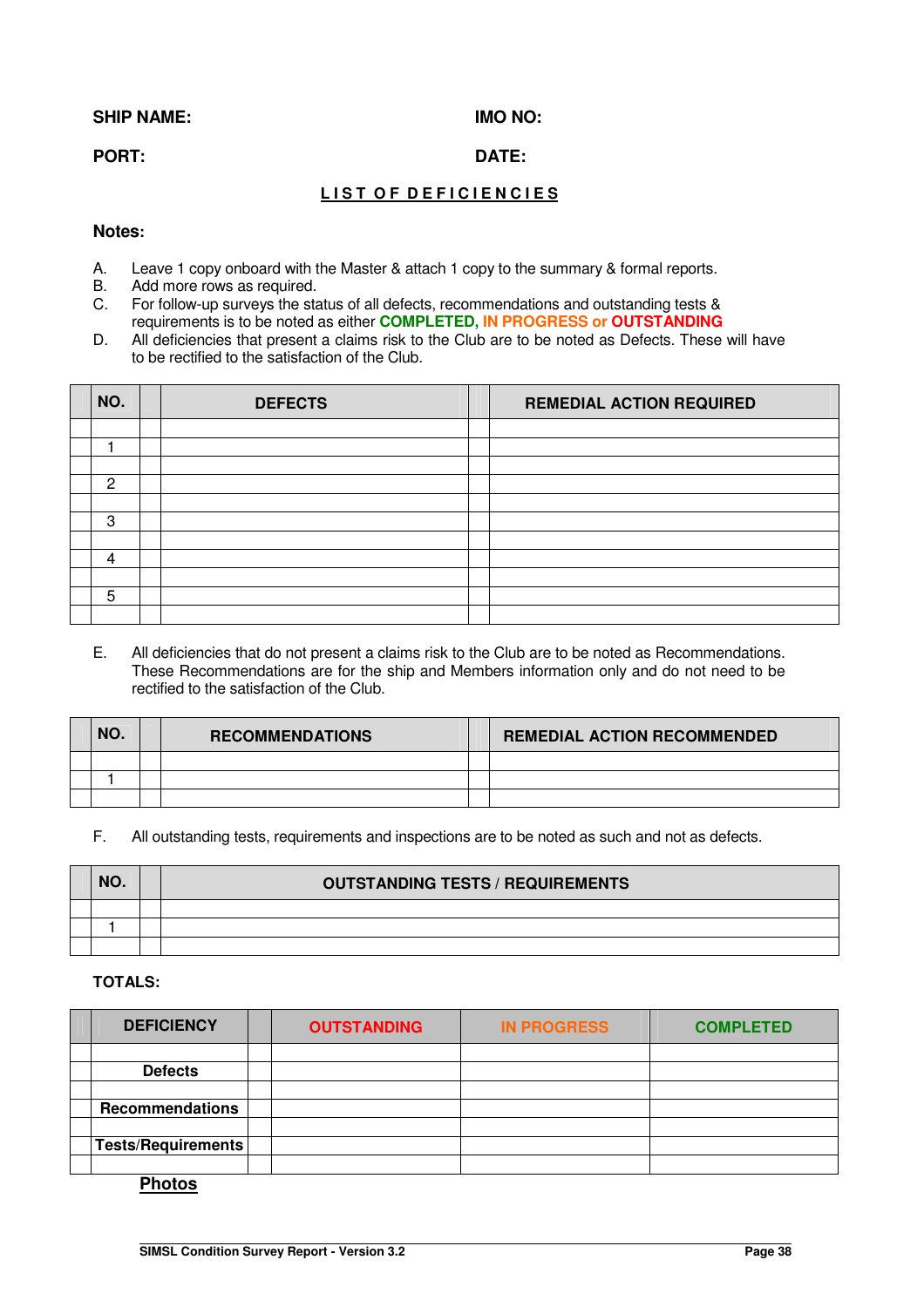**SHIP NAME:** **IMO NO:**

**PORT:** **DATE:**

## LIST OF DEFICIENCIES

**Notes:**

A. Leave 1 copy onboard with the Master & attach 1 copy to the summary & formal reports.
B. Add more rows as required.
C. For follow-up surveys the status of all defects, recommendations and outstanding tests & requirements is to be noted as either **COMPLETED, IN PROGRESS or OUTSTANDING**
D. All deficiencies that present a claims risk to the Club are to be noted as Defects. These will have to be rectified to the satisfaction of the Club.

| NO. | DEFECTS | REMEDIAL ACTION REQUIRED |
|---|---|---|
| | | |
| 1 | | |
| | | |
| 2 | | |
| | | |
| 3 | | |
| | | |
| 4 | | |
| | | |
| 5 | | |
| | | |

E. All deficiencies that do not present a claims risk to the Club are to be noted as Recommendations. These Recommendations are for the ship and Members information only and do not need to be rectified to the satisfaction of the Club.

| NO. | RECOMMENDATIONS | REMEDIAL ACTION RECOMMENDED |
|---|---|---|
| | | |
| 1 | | |
| | | |

F. All outstanding tests, requirements and inspections are to be noted as such and not as defects.

| NO. | OUTSTANDING TESTS / REQUIREMENTS |
|---|---|
| | |
| 1 | |
| | |

**TOTALS:**

| DEFICIENCY | OUTSTANDING | IN PROGRESS | COMPLETED |
|---|---|---|---|
| | | | |
| **Defects** | | | |
| | | | |
| **Recommendations** | | | |
| | | | |
| **Tests/Requirements** | | | |
| | | | |

**Photos**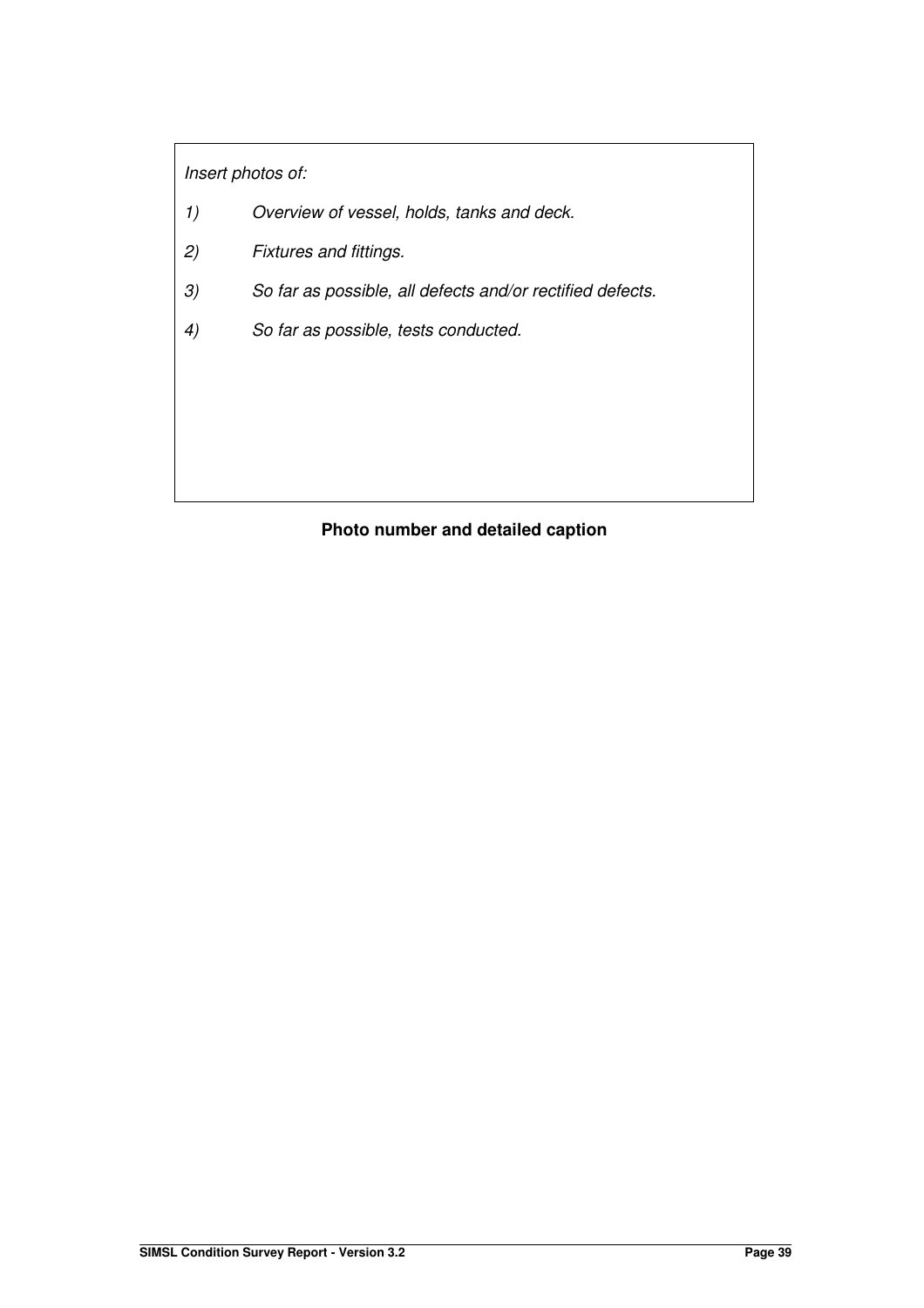*Insert photos of:*

*1) Overview of vessel, holds, tanks and deck.*

*2) Fixtures and fittings.*

*3) So far as possible, all defects and/or rectified defects.*

*4) So far as possible, tests conducted.*

**Photo number and detailed caption**